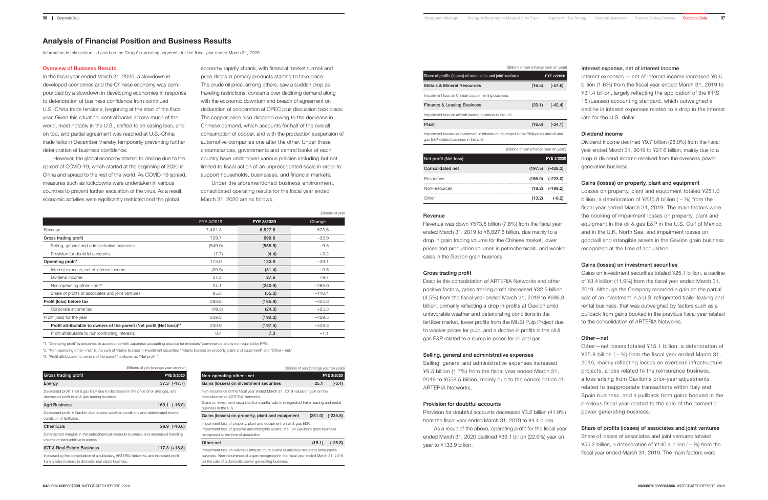## Analysis of Financial Position and Business Results

Information in this section is based on the Group's operating segments for the fiscal year ended March 31, 2020.

### Overview of Business Results

In the fiscal year ended March 31, 2020, a slowdown in developed economies and the Chinese economy was compounded by a slowdown in developing economies in response to deterioration of business confidence from continued U.S.-China trade tensions, beginning at the start of the fiscal year. Given this situation, central banks across much of the world, most notably in the U.S., shifted to an easing bias, and on top, and partial agreement was reached at U.S.-China trade talks in December thereby temporarily preventing further deterioration of business confidence.

However, the global economy started to decline due to the spread of COVID-19, which started at the beginning of 2020 in China and spread to the rest of the world. As COVID-19 spread, measures such as lockdowns were undertaken in various countries to prevent further escalation of the virus. As a result, economic activities were significantly restricted and the global economy rapidly shrank, with financial market turmoil and price drops in primary products starting to take place. The crude oil price, among others, saw a sudden drop as traveling restrictions, concerns over declining demand along with the economic downturn and breach of agreement on declaration of cooperation at OPEC plus discussion took place. The copper price also dropped owing to the decrease in Chinese demand, which accounts for half of the overall consumption of copper, and with the production suspension of automotive companies one after the other. Under these circumstances, governments and central banks of each country have undertaken various policies including but not limited to fiscal action of an unprecedented scale in order to support households, businesses, and financial markets.

Under the aforementioned business environment, consolidated operating results for the fiscal year ended March 31, 2020 are as follows.

(Billions of yen)

| | FYE 3/2019 | FYE 3/2020 | Change |
|---|---|---|---|
| Revenue | 7,401.3 | 6,827.6 | −573.6 |
| **Gross trading profit** | 729.7 | 696.8 | −32.9 |
| Selling, general and administrative expenses | (549.0) | (558.5) | −9.5 |
| Provision for doubtful accounts | (7.7) | (4.4) | +3.2 |
| **Operating profit**[*1] | 173.0 | 133.9 | −39.1 |
| Interest expense, net of interest income | (30.9) | (31.4) | −0.5 |
| Dividend income | 37.3 | 27.6 | −9.7 |
| Non-operating other—net[*2] | 24.1 | (240.9) | −265.0 |
| Share of profits of associates and joint ventures | 85.3 | (55.2) | −140.4 |
| **Profit (loss) before tax** | 288.8 | (165.9) | −454.8 |
| Corporate income tax | (49.5) | (24.3) | +25.3 |
| Profit (loss) for the year | 239.3 | (190.2) | −429.5 |
| **Profit attributable to owners of the parent (Net profit (Net loss))**[*3] | 230.9 | (197.5) | −428.3 |
| Profit attributable to non-controlling interests | 8.4 | 7.3 | −1.1 |

*1. "Operating profit" is presented in accordance with Japanese accounting practice for investors' convenience and is not required by IFRS.
*2. "Non-operating other—net" is the sum of "Gains (losses) on investment securities," "Gains (losses) on property, plant and equipment" and "Other—net."
*3. "Profit attributable to owners of the parent" is shown as "Net profit."

(Billions of yen (change year on year))

| Gross trading profit | FYE 3/2020 | |
|---|---|---|
| Energy | 37.3 | (−17.7) |
| Decreased profit in oil & gas E&P due to decreases in the price of oil and gas, and decreased profit in oil & gas trading business. | | |
| Agri Business | 169.1 | (−16.0) |
| Decreased profit in Gavilon due to poor weather conditions and deteriorated market condition of fertilizers. | | |
| Chemicals | 29.9 | (−10.0) |
| Deteriorated margins in the petrochemical products business and decreased handling volume of feed additive business. | | |
| ICT & Real Estate Business | 117.3 | (+18.8) |
| Increased by the consolidation of a subsidiary, ARTERIA Networks, and increased profit from a sales increase in domestic real estate business. | | |

(Billions of yen (change year on year))

| Non-operating other—net | FYE 3/2020 | |
|---|---|---|
| Gains (losses) on investment securities | 25.1 | (−3.4) |
| Non-recurrence of the fiscal year ended March 31, 2019 valuation gain on the consolidation of ARTERIA Networks. Gains on investment securities from partial sale of refrigerated trailer leasing and rental business in the U.S. | | |
| Gains (losses) on property, plant and equipment | (251.0) | (−235.8) |
| Impairment loss of property, plant and equipment on oil & gas E&P. Impairment loss of goodwill and intangible assets, etc., on Gavilon's grain business recognized at the time of acquisition. | | |
| Other-net | (15.1) | (−25.8) |
| Impairment loss on overseas infrastructure business and loss related to reinsurance business. Non-recurrence of a gain recognized in the fiscal year ended March 31, 2019 on the sale of a domestic power generating business. | | |

(Billions of yen (change year on year))

| Share of profits (losses) of associates and joint ventures | FYE 3/2020 | |
|---|---|---|
| Metals & Mineral Resources | (16.5) | (−57.6) |
| Impairment loss on Chilean copper mining business. | | |
| Finance & Leasing Business | (20.1) | (−42.4) |
| Impairment loss on aircraft leasing business in the U.S. | | |
| Plant | (16.6) | (−34.1) |
| Impairment losses on investment in infrastructure project in the Philippines and oil and gas E&P-related business in the U.S. | | |

(Billions of yen (change year on year))

| Net profit (Net loss) | FYE 3/2020 | |
|---|---|---|
| Consolidated net | (197.5) | (−428.3) |
| Resources | (166.0) | (−223.0) |
| Non-resources | (18.2) | (−199.2) |
| Other | (13.2) | (−6.2) |

#### Revenue

Revenue was down ¥573.6 billion (7.8%) from the fiscal year ended March 31, 2019 to ¥6,827.6 billion, due mainly to a drop in grain trading volume for the Chinese market, lower prices and production volumes in petrochemicals, and weaker sales in the Gavilon grain business.

#### Gross trading profit

Despite the consolidation of ARTERIA Networks and other positive factors, gross trading profit decreased ¥32.9 billion (4.5%) from the fiscal year ended March 31, 2019 to ¥696.8 billion, primarily reflecting a drop in profits at Gavilon amid unfavorable weather and deteriorating conditions in the fertilizer market, lower profits from the MUSI Pulp Project due to weaker prices for pulp, and a decline in profits in the oil & gas E&P related to a slump in prices for oil and gas.

#### Selling, general and administrative expenses

Selling, general and administrative expenses increased ¥9.5 billion (1.7%) from the fiscal year ended March 31, 2019 to ¥558.5 billion, mainly due to the consolidation of ARTERIA Networks.

#### Provision for doubtful accounts

Provision for doubtful accounts decreased ¥3.2 billion (41.9%) from the fiscal year ended March 31, 2019 to ¥4.4 billion.

As a result of the above, operating profit for the fiscal year ended March 31, 2020 declined ¥39.1 billion (22.6%) year on year to ¥133.9 billion.

#### Interest expense, net of interest income

Interest expenses — net of interest income increased ¥0.5 billion (1.6%) from the fiscal year ended March 31, 2019 to ¥31.4 billion, largely reflecting the application of the IFRS 16 (Leases) accounting standard, which outweighed a decline in interest expenses related to a drop in the interest rate for the U.S. dollar.

#### Dividend income

Dividend income declined ¥9.7 billion (26.0%) from the fiscal year ended March 31, 2019 to ¥27.6 billion, mainly due to a drop in dividend income received from the overseas power generation business.

#### Gains (losses) on property, plant and equipment

Losses on property, plant and equipment totaled ¥251.0 billion, a deterioration of ¥235.8 billion ( – %) from the fiscal year ended March 31, 2019. The main factors were the booking of impairment losses on property, plant and equipment in the oil & gas E&P in the U.S. Gulf of Mexico and in the U.K. North Sea, and impairment losses on goodwill and intangible assets in the Gavilon grain business recognized at the time of acquisition.

#### Gains (losses) on investment securities

Gains on investment securities totaled ¥25.1 billion, a decline of ¥3.4 billion (11.9%) from the fiscal year ended March 31, 2019. Although the Company recorded a gain on the partial sale of an investment in a U.S. refrigerated trailer leasing and rental business, that was outweighed by factors such as a pullback from gains booked in the previous fiscal year related to the consolidation of ARTERIA Networks.

#### Other—net

Other—net losses totaled ¥15.1 billion, a deterioration of ¥25.8 billion ( – %) from the fiscal year ended March 31, 2019, mainly reflecting losses on overseas infrastructure projects, a loss related to the reinsurance business, a loss arising from Gavilon's prior-year adjustments related to inappropriate transactions within Italy and Spain business, and a pullback from gains booked in the previous fiscal year related to the sale of the domestic power generating business.

#### Share of profits (losses) of associates and joint ventures

Share of losses of associates and joint ventures totaled ¥55.2 billion, a deterioration of ¥140.4 billon ( – %) from the fiscal year ended March 31, 2019. The main factors were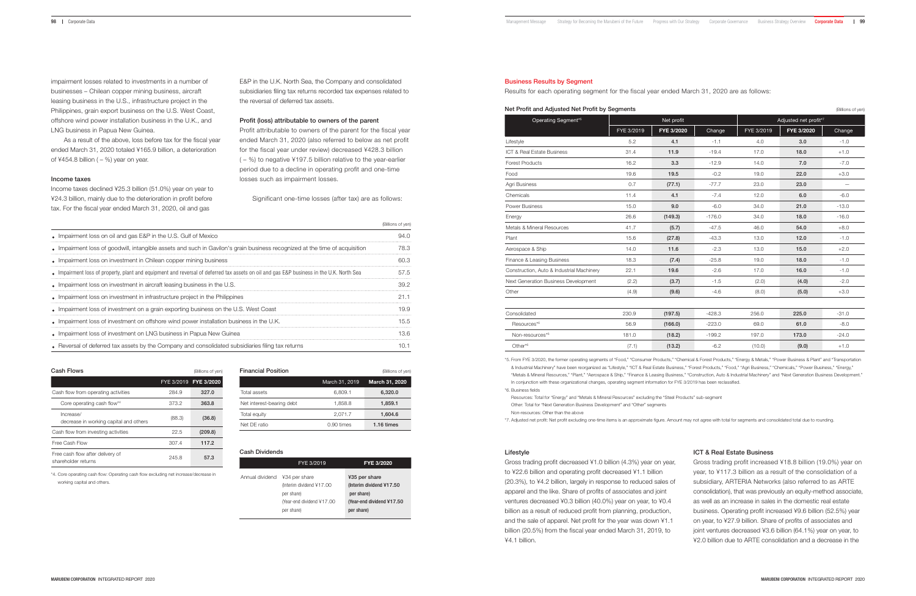impairment losses related to investments in a number of businesses – Chilean copper mining business, aircraft leasing business in the U.S., infrastructure project in the Philippines, grain export business on the U.S. West Coast, offshore wind power installation business in the U.K., and LNG business in Papua New Guinea.

As a result of the above, loss before tax for the fiscal year ended March 31, 2020 totaled ¥165.9 billion, a deterioration of ¥454.8 billion ( – %) year on year.

### Income taxes

Income taxes declined ¥25.3 billion (51.0%) year on year to ¥24.3 billion, mainly due to the deterioration in profit before tax. For the fiscal year ended March 31, 2020, oil and gas E&P in the U.K. North Sea, the Company and consolidated subsidiaries filing tax returns recorded tax expenses related to the reversal of deferred tax assets.

### Profit (loss) attributable to owners of the parent

Profit attributable to owners of the parent for the fiscal year ended March 31, 2020 (also referred to below as net profit for the fiscal year under review) decreased ¥428.3 billion ( – %) to negative ¥197.5 billion relative to the year-earlier period due to a decline in operating profit and one-time losses such as impairment losses.

Significant one-time losses (after tax) are as follows:

(Billions of yen)

| Item | |
|---|---|
| Impairment loss on oil and gas E&P in the U.S. Gulf of Mexico | 94.0 |
| Impairment loss of goodwill, intangible assets and such in Gavilon's grain business recognized at the time of acquisition | 78.3 |
| Impairment loss on investment in Chilean copper mining business | 60.3 |
| Impairment loss of property, plant and equipment and reversal of deferred tax assets on oil and gas E&P business in the U.K. North Sea | 57.5 |
| Impairment loss on investment in aircraft leasing business in the U.S. | 39.2 |
| Impairment loss on investment in infrastructure project in the Philippines | 21.1 |
| Impairment loss of investment on a grain exporting business on the U.S. West Coast | 19.9 |
| Impairment loss of investment on offshore wind power installation business in the U.K. | 15.5 |
| Impairment loss of investment on LNG business in Papua New Guinea | 13.6 |
| Reversal of deferred tax assets by the Company and consolidated subsidiaries filing tax returns | 10.1 |

### Cash Flows

(Billions of yen)

| | FYE 3/2019 | FYE 3/2020 |
|---|---|---|
| Cash flow from operating activities | 284.9 | 327.0 |
| Core operating cash flow*4 | 373.2 | 363.8 |
| Increase/ decrease in working capital and others | (88.3) | (36.8) |
| Cash flow from investing activities | 22.5 | (209.8) |
| Free Cash Flow | 307.4 | 117.2 |
| Free cash flow after delivery of shareholder returns | 245.8 | 57.3 |

*4. Core operating cash flow: Operating cash flow excluding net increase/decrease in working capital and others.

### Financial Position

(Billions of yen)

| | March 31, 2019 | March 31, 2020 |
|---|---|---|
| Total assets | 6,809.1 | 6,320.0 |
| Net interest-bearing debt | 1,858.8 | 1,859.1 |
| Total equity | 2,071.7 | 1,604.6 |
| Net DE ratio | 0.90 times | 1.16 times |

### Cash Dividends

| | FYE 3/2019 | FYE 3/2020 |
|---|---|---|
| Annual dividend | ¥34 per share (Interim dividend ¥17.00 per share) (Year-end dividend ¥17.00 per share) | ¥35 per share (Interim dividend ¥17.50 per share) (Year-end dividend ¥17.50 per share) |

## Business Results by Segment

Results for each operating segment for the fiscal year ended March 31, 2020 are as follows:

### Net Profit and Adjusted Net Profit by Segments

(Billions of yen)

| Operating Segment*5 | Net profit | | | Adjusted net profit*7 | | |
|---|---|---|---|---|---|---|
| | FYE 3/2019 | FYE 3/2020 | Change | FYE 3/2019 | FYE 3/2020 | Change |
| Lifestyle | 5.2 | 4.1 | -1.1 | 4.0 | 3.0 | -1.0 |
| ICT & Real Estate Business | 31.4 | 11.9 | -19.4 | 17.0 | 18.0 | +1.0 |
| Forest Products | 16.2 | 3.3 | -12.9 | 14.0 | 7.0 | -7.0 |
| Food | 19.6 | 19.5 | -0.2 | 19.0 | 22.0 | +3.0 |
| Agri Business | 0.7 | (77.1) | -77.7 | 23.0 | 23.0 | — |
| Chemicals | 11.4 | 4.1 | -7.4 | 12.0 | 6.0 | -6.0 |
| Power Business | 15.0 | 9.0 | -6.0 | 34.0 | 21.0 | -13.0 |
| Energy | 26.6 | (149.3) | -176.0 | 34.0 | 18.0 | -16.0 |
| Metals & Mineral Resources | 41.7 | (5.7) | -47.5 | 46.0 | 54.0 | +8.0 |
| Plant | 15.6 | (27.8) | -43.3 | 13.0 | 12.0 | -1.0 |
| Aerospace & Ship | 14.0 | 11.6 | -2.3 | 13.0 | 15.0 | +2.0 |
| Finance & Leasing Business | 18.3 | (7.4) | -25.8 | 19.0 | 18.0 | -1.0 |
| Construction, Auto & Industrial Machinery | 22.1 | 19.6 | -2.6 | 17.0 | 16.0 | -1.0 |
| Next Generation Business Development | (2.2) | (3.7) | -1.5 | (2.0) | (4.0) | -2.0 |
| Other | (4.9) | (9.6) | -4.6 | (8.0) | (5.0) | +3.0 |
| Consolidated | 230.9 | (197.5) | -428.3 | 256.0 | 225.0 | -31.0 |
| Resources*6 | 56.9 | (166.0) | -223.0 | 69.0 | 61.0 | -8.0 |
| Non-resources*6 | 181.0 | (18.2) | -199.2 | 197.0 | 173.0 | -24.0 |
| Other*6 | (7.1) | (13.2) | -6.2 | (10.0) | (9.0) | +1.0 |

*5. From FYE 3/2020, the former operating segments of "Food," "Consumer Products," "Chemical & Forest Products," "Energy & Metals," "Power Business & Plant" and "Transportation & Industrial Machinery" have been reorganized as "Lifestyle," "ICT & Real Estate Business," "Forest Products," "Food," "Agri Business," "Chemicals," "Power Business," "Energy," "Metals & Mineral Resources," "Plant," "Aerospace & Ship," "Finance & Leasing Business," "Construction, Auto & Industrial Machinery" and "Next Generation Business Development." In conjunction with these organizational changes, operating segment information for FYE 3/2019 has been reclassified.

*6. Business fields
Resources: Total for "Energy" and "Metals & Mineral Resources" excluding the "Steel Products" sub-segment
Other: Total for "Next Generation Business Development" and "Other" segments
Non-resources: Other than the above

*7. Adjusted net profit: Net profit excluding one-time items is an approximate figure. Amount may not agree with total for segments and consolidated total due to rounding.

### Lifestyle

Gross trading profit decreased ¥1.0 billion (4.3%) year on year, to ¥22.6 billion and operating profit decreased ¥1.1 billion (20.3%), to ¥4.2 billion, largely in response to reduced sales of apparel and the like. Share of profits of associates and joint ventures decreased ¥0.3 billion (40.0%) year on year, to ¥0.4 billion as a result of reduced profit from planning, production, and the sale of apparel. Net profit for the year was down ¥1.1 billion (20.5%) from the fiscal year ended March 31, 2019, to ¥4.1 billion.

### ICT & Real Estate Business

Gross trading profit increased ¥18.8 billion (19.0%) year on year, to ¥117.3 billion as a result of the consolidation of a subsidiary, ARTERIA Networks (also referred to as ARTE consolidation), that was previously an equity-method associate, as well as an increase in sales in the domestic real estate business. Operating profit increased ¥9.6 billion (52.5%) year on year, to ¥27.9 billion. Share of profits of associates and joint ventures decreased ¥3.6 billion (64.1%) year on year, to ¥2.0 billion due to ARTE consolidation and a decrease in the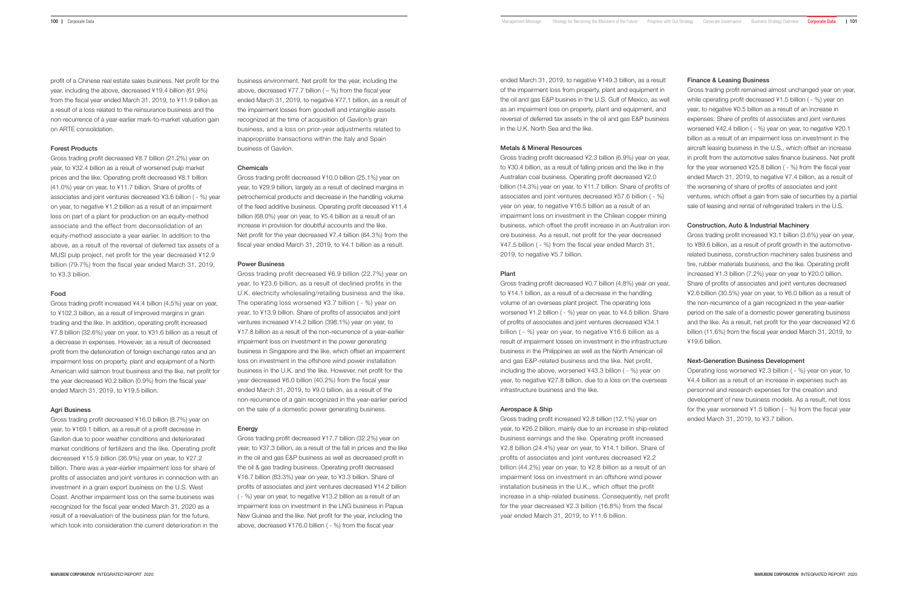profit of a Chinese real estate sales business. Net profit for the year, including the above, decreased ¥19.4 billion (61.9%) from the fiscal year ended March 31, 2019, to ¥11.9 billion as a result of a loss related to the reinsurance business and the non-recurrence of a year-earlier mark-to-market valuation gain on ARTE consolidation.

### Forest Products

Gross trading profit decreased ¥8.7 billion (21.2%) year on year, to ¥32.4 billion as a result of worsened pulp market prices and the like. Operating profit decreased ¥8.1 billion (41.0%) year on year, to ¥11.7 billion. Share of profits of associates and joint ventures decreased ¥3.6 billion ( - %) year on year, to negative ¥1.2 billion as a result of an impairment loss on part of a plant for production on an equity-method associate and the effect from deconsolidation of an equity-method associate a year earlier. In addition to the above, as a result of the reversal of deferred tax assets of a MUSI pulp project, net profit for the year decreased ¥12.9 billion (79.7%) from the fiscal year ended March 31, 2019, to ¥3.3 billion.

### Food

Gross trading profit increased ¥4.4 billion (4.5%) year on year, to ¥102.3 billion, as a result of improved margins in grain trading and the like. In addition, operating profit increased ¥7.8 billion (32.6%) year on year, to ¥31.6 billion as a result of a decrease in expenses. However, as a result of decreased profit from the deterioration of foreign exchange rates and an impairment loss on property, plant and equipment of a North American wild salmon trout business and the like, net profit for the year decreased ¥0.2 billion (0.9%) from the fiscal year ended March 31, 2019, to ¥19.5 billion.

### Agri Business

Gross trading profit decreased ¥16.0 billion (8.7%) year on year, to ¥169.1 billion, as a result of a profit decrease in Gavilon due to poor weather conditions and deteriorated market conditions of fertilizers and the like. Operating profit decreased ¥15.9 billion (36.9%) year on year, to ¥27.2 billion. There was a year-earlier impairment loss for share of profits of associates and joint ventures in connection with an investment in a grain export business on the U.S. West Coast. Another impairment loss on the same business was recognized for the fiscal year ended March 31, 2020 as a result of a reevaluation of the business plan for the future, which took into consideration the current deterioration in the business environment. Net profit for the year, including the above, decreased ¥77.7 billion ( – %) from the fiscal year ended March 31, 2019, to negative ¥77.1 billion, as a result of the impairment losses from goodwill and intangible assets recognized at the time of acquisition of Gavilon's grain business, and a loss on prior-year adjustments related to inappropriate transactions within the Italy and Spain business of Gavilon.

### Chemicals

Gross trading profit decreased ¥10.0 billion (25.1%) year on year, to ¥29.9 billion, largely as a result of declined margins in petrochemical products and decrease in the handling volume of the feed additive business. Operating profit deceased ¥11.4 billion (68.0%) year on year, to ¥5.4 billion as a result of an increase in provision for doubtful accounts and the like. Net profit for the year decreased ¥7.4 billion (64.3%) from the fiscal year ended March 31, 2019, to ¥4.1 billion as a result.

### Power Business

Gross trading profit decreased ¥6.9 billion (22.7%) year on year, to ¥23.6 billion, as a result of declined profits in the U.K. electricity wholesaling/retailing business and the like. The operating loss worsened ¥3.7 billion ( - %) year on year, to ¥13.9 billion. Share of profits of associates and joint ventures increased ¥14.2 billion (398.1%) year on year, to ¥17.8 billion as a result of the non-recurrence of a year-earlier impairment loss on investment in the power generating business in Singapore and the like, which offset an impairment loss on investment in the offshore wind power installation business in the U.K. and the like. However, net profit for the year decreased ¥6.0 billion (40.2%) from the fiscal year ended March 31, 2019, to ¥9.0 billion, as a result of the non-recurrence of a gain recognized in the year-earlier period on the sale of a domestic power generating business.

### Energy

Gross trading profit decreased ¥17.7 billion (32.2%) year on year, to ¥37.3 billion, as a result of the fall in prices and the like in the oil and gas E&P business as well as decreased profit in the oil & gas trading business. Operating profit decreased ¥16.7 billion (83.3%) year on year, to ¥3.3 billion. Share of profits of associates and joint ventures decreased ¥14.2 billion ( - %) year on year, to negative ¥13.2 billion as a result of an impairment loss on investment in the LNG business in Papua New Guinea and the like. Net profit for the year, including the above, decreased ¥176.0 billion ( - %) from the fiscal year ended March 31, 2019, to negative ¥149.3 billion, as a result of the impairment loss from property, plant and equipment in the oil and gas E&P busines in the U.S. Gulf of Mexico, as well as an impairment loss on property, plant and equipment, and reversal of deferred tax assets in the oil and gas E&P business in the U.K. North Sea and the like.

### Metals & Mineral Resources

Gross trading profit decreased ¥2.3 billion (6.9%) year on year, to ¥30.4 billion, as a result of falling prices and the like in the Australian coal business. Operating profit decreased ¥2.0 billion (14.3%) year on year, to ¥11.7 billion. Share of profits of associates and joint ventures decreased ¥57.6 billion ( - %) year on year, to negative ¥16.5 billion as a result of an impairment loss on investment in the Chilean copper mining business, which offset the profit increase in an Australian iron ore business. As a result, net profit for the year decreased ¥47.5 billion ( - %) from the fiscal year ended March 31, 2019, to negative ¥5.7 billion.

### Plant

Gross trading profit decreased ¥0.7 billion (4.8%) year on year, to ¥14.1 billion, as a result of a decrease in the handling volume of an overseas plant project. The operating loss worsened ¥1.2 billion ( - %) year on year, to ¥4.5 billion. Share of profits of associates and joint ventures decreased ¥34.1 billion ( - %) year on year, to negative ¥16.6 billion as a result of impairment losses on investment in the infrastructure business in the Philippines as well as the North American oil and gas E&P-related business and the like. Net profit, including the above, worsened ¥43.3 billion ( - %) year on year, to negative ¥27.8 billion, due to a loss on the overseas infrastructure business and the like.

### Aerospace & Ship

Gross trading profit increased ¥2.8 billion (12.1%) year on year, to ¥26.2 billion, mainly due to an increase in ship-related business earnings and the like. Operating profit increased ¥2.8 billion (24.4%) year on year, to ¥14.1 billion. Share of profits of associates and joint ventures decreased ¥2.2 billion (44.2%) year on year, to ¥2.8 billion as a result of an impairment loss on investment in an offshore wind power installation business in the U.K., which offset the profit increase in a ship-related business. Consequently, net profit for the year decreased ¥2.3 billion (16.8%) from the fiscal year ended March 31, 2019, to ¥11.6 billion.

### Finance & Leasing Business

Gross trading profit remained almost unchanged year on year, while operating profit decreased ¥1.5 billion ( - %) year on year, to negative ¥0.5 billion as a result of an increase in expenses. Share of profits of associates and joint ventures worsened ¥42.4 billion ( - %) year on year, to negative ¥20.1 billion as a result of an impairment loss on investment in the aircraft leasing business in the U.S., which offset an increase in profit from the automotive sales finance business. Net profit for the year worsened ¥25.8 billion ( - %) from the fiscal year ended March 31, 2019, to negative ¥7.4 billion, as a result of the worsening of share of profits of associates and joint ventures, which offset a gain from sale of securities by a partial sale of leasing and rental of refrigerated trailers in the U.S.

### Construction, Auto & Industrial Machinery

Gross trading profit increased ¥3.1 billion (3.6%) year on year, to ¥89.6 billion, as a result of profit growth in the automotive-related business, construction machinery sales business and tire, rubber materials business, and the like. Operating profit increased ¥1.3 billion (7.2%) year on year to ¥20.0 billion. Share of profits of associates and joint ventures decreased ¥2.6 billion (30.5%) year on year, to ¥6.0 billion as a result of the non-recurrence of a gain recognized in the year-earlier period on the sale of a domestic power generating business and the like. As a result, net profit for the year decreased ¥2.6 billion (11.6%) from the fiscal year ended March 31, 2019, to ¥19.6 billion.

### Next-Generation Business Development

Operating loss worsened ¥2.3 billion ( - %) year on year, to ¥4.4 billion as a result of an increase in expenses such as personnel and research expenses for the creation and development of new business models. As a result, net loss for the year worsened ¥1.5 billion ( - %) from the fiscal year ended March 31, 2019, to ¥3.7 billion.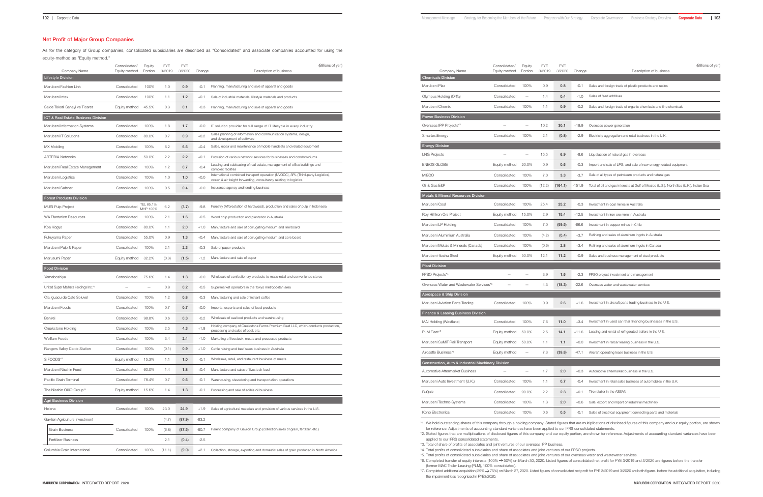## Net Profit of Major Group Companies

As for the category of Group companies, consolidated subsidiaries are described as "Consolidated" and associate companies accounted for using the equity-method as "Equity method."

(Billions of yen)

| Company Name | Consolidated/ Equity method | Equity Portion | FYE 3/2019 | FYE 3/2020 | Change | Description of business |
|---|---|---|---|---|---|---|
| **Lifestyle Division** | | | | | | |
| Marubeni Fashion Link | Consolidated | 100% | 1.0 | **0.9** | -0.1 | Planning, manufacturing and sale of apparel and goods |
| Marubeni Intex | Consolidated | 100% | 1.1 | **1.2** | +0.1 | Sale of industrial materials, lifestyle materials and products |
| Saide Tekstil Sanayi ve Ticaret | Equity method | 45.5% | 0.3 | **0.1** | -0.3 | Planning, manufacturing and sale of apparel and goods |
| **ICT & Real Estate Business Division** | | | | | | |
| Marubeni Information Systems | Consolidated | 100% | 1.8 | **1.7** | -0.0 | IT solution provider for full range of IT lifecycle in every industry |
| Marubeni IT Solutions | Consolidated | 80.0% | 0.7 | **0.9** | +0.2 | Sales planning of information and communication systems, design, and development of software |
| MX Mobiling | Consolidated | 100% | 6.2 | **6.6** | +0.4 | Sales, repair and maintenance of mobile handsets and related equipment |
| ARTERIA Networks | Consolidated | 50.0% | 2.2 | **2.2** | +0.1 | Provision of various network services for businesses and condominiums |
| Marubeni Real Estate Management | Consolidated | 100% | 1.2 | **0.7** | -0.4 | Leasing and subleasing of real estate, management of office buildings and complex facilities |
| Marubeni Logistics | Consolidated | 100% | 1.0 | **1.0** | +0.0 | International combined transport operation (NVOCC), 3PL (Third-party Logistics), ocean & air freight forwarding, consultancy relating to logistics |
| Marubeni Safenet | Consolidated | 100% | 0.5 | **0.4** | -0.0 | Insurance agency and lending business |
| **Forest Products Division** | | | | | | |
| MUSI Pulp Project | Consolidated | TEL 85.1% MHP 100% | 6.2 | **(3.7)** | -9.8 | Forestry (Afforestation of hardwood), production and sales of pulp in Indonesia |
| WA Plantation Resources | Consolidated | 100% | 2.1 | **1.6** | -0.5 | Wood chip production and plantation in Australia |
| Koa Kogyo | Consolidated | 80.0% | 1.1 | **2.0** | +1.0 | Manufacture and sale of corrugating medium and linerboard |
| Fukuyama Paper | Consolidated | 55.0% | 0.9 | **1.3** | +0.4 | Manufacture and sale of corrugating medium and core board |
| Marubeni Pulp & Paper | Consolidated | 100% | 2.1 | **2.3** | +0.3 | Sale of paper products |
| Marusumi Paper | Equity method | 32.2% | (0.3) | **(1.5)** | -1.2 | Manufacture and sale of paper |
| **Food Division** | | | | | | |
| Yamaboshiya | Consolidated | 75.6% | 1.4 | **1.3** | -0.0 | Wholesale of confectionery products to mass-retail and convenience stores |
| United Super Markets Holdings Inc.*1 | — | — | 0.8 | **0.2** | -0.5 | Supermarket operators in the Tokyo metropolitan area |
| Cia.Iguacu de Cafe Soluvel | Consolidated | 100% | 1.2 | **0.8** | -0.3 | Manufacturing and sale of instant coffee |
| Marubeni Foods | Consolidated | 100% | 0.7 | **0.7** | +0.0 | Imports, exports and sales of food products |
| Benirei | Consolidated | 98.8% | 0.6 | **0.3** | -0.2 | Wholesale of seafood products and warehousing |
| Creekstone Holding | Consolidated | 100% | 2.5 | **4.3** | +1.8 | Holding company of Creekstone Farms Premium Beef LLC, which conducts production, processing and sales of beef, etc. |
| Wellfam Foods | Consolidated | 100% | 3.4 | **2.4** | -1.0 | Marketing of livestock, meats and processed products |
| Rangers Valley Cattle Station | Consolidated | 100% | (0.1) | **0.9** | +1.0 | Cattle raising and beef sales business in Australia |
| S FOODS*2 | Equity method | 15.3% | 1.1 | **1.0** | -0.1 | Wholesale, retail, and restaurant business of meats |
| Marubeni Nisshin Feed | Consolidated | 60.0% | 1.4 | **1.8** | +0.4 | Manufacture and sales of livestock feed |
| Pacific Grain Terminal | Consolidated | 78.4% | 0.7 | **0.6** | -0.1 | Warehousing, stevedoring and transportation operations |
| The Nisshin OilliO Group*2 | Equity method | 15.6% | 1.4 | **1.3** | -0.1 | Processing and sale of edible oil business |
| **Agri Business Division** | | | | | | |
| Helena | Consolidated | 100% | 23.0 | **24.9** | +1.9 | Sales of agricultural materials and provision of various services in the U.S. |
| Gavilon Agriculture Investment | Consolidated | 100% | (4.7) | **(87.9)** | -83.2 | Parent company of Gavilon Group (collection/sales of grain, fertilizer, etc.) |
| Grain Business | | | (6.8) | **(87.5)** | -80.7 | |
| Fertilizer Business | | | 2.1 | **(0.4)** | -2.5 | |
| Columbia Grain International | Consolidated | 100% | (11.1) | **(9.0)** | +2.1 | Collection, storage, exporting and domestic sales of grain produced in North America |
| **Chemicals Division** | | | | | | |
| Marubeni Plax | Consolidated | 100% | 0.9 | **0.8** | -0.1 | Sales and foreign trade of plastic products and resins |
| Olympus Holding (Orffa) | Consolidated | — | 1.4 | **0.4** | -1.0 | Sales of feed additives |
| Marubeni Chemix | Consolidated | 100% | 1.1 | **0.9** | -0.2 | Sales and foreign trade of organic chemicals and fine chemicals |
| **Power Business Division** | | | | | | |
| Overseas IPP Projects*3 | — | — | 10.2 | **30.1** | +19.9 | Overseas power generation |
| SmartestEnergy | Consolidated | 100% | 2.1 | **(0.8)** | -2.9 | Electricity aggregation and retail business in the U.K. |
| **Energy Division** | | | | | | |
| LNG Projects | — | — | 15.5 | **6.9** | -8.6 | Liquefaction of natural gas in overseas |
| ENEOS GLOBE | Equity method | 20.0% | 0.9 | **0.6** | -0.3 | Import and sale of LPG, and sale of new energy-related equipment |
| MIECO | Consolidated | 100% | 7.0 | **3.3** | -3.7 | Sale of all types of petroleum products and natural gas |
| Oil & Gas E&P | Consolidated | 100% | (12.2) | **(164.1)** | -151.9 | Total of oil and gas interests at Gulf of Mexico (U.S.), North Sea (U.K.), Indian Sea |
| **Metals & Mineral Resources Division** | | | | | | |
| Marubeni Coal | Consolidated | 100% | 25.4 | **25.2** | -0.3 | Investment in coal mines in Australia |
| Roy Hill Iron Ore Project | Equity method | 15.0% | 2.9 | **15.4** | +12.5 | Investment in iron ore mine in Australia |
| Marubeni LP Holding | Consolidated | 100% | 7.0 | **(59.5)** | -66.6 | Investment in copper mines in Chile |
| Marubeni Aluminium Australia | Consolidated | 100% | (4.2) | **(0.4)** | +3.7 | Refining and sales of aluminum ingots in Australia |
| Marubeni Metals & Minerals (Canada) | Consolidated | 100% | (0.6) | **2.8** | +3.4 | Refining and sales of aluminum ingots in Canada |
| Marubeni-Itochu Steel | Equity method | 50.0% | 12.1 | **11.2** | -0.9 | Sales and business management of steel products |
| **Plant Division** | | | | | | |
| FPSO Projects*4 | — | — | 3.9 | **1.6** | -2.3 | FPSO project investment and management |
| Overseas Water and Wastewater Services*5 | — | — | 4.3 | **(18.3)** | -22.6 | Overseas water and wastewater services |
| **Aerospace & Ship Division** | | | | | | |
| Marubeni Aviation Parts Trading | Consolidated | 100% | 0.9 | **2.6** | +1.6 | Investment in aircraft parts trading business in the U.S. |
| **Finance & Leasing Business Division** | | | | | | |
| MAI Holding (Westlake) | Consolidated | 100% | 7.6 | **11.0** | +3.4 | Investment in used car retail financing businesses in the U.S. |
| PLM Fleet*6 | Equity method | 50.0% | 2.5 | **14.1** | +11.6 | Leasing and rental of refrigerated trailers in the U.S. |
| Marubeni SuMiT Rail Transport | Equity method | 50.0% | 1.1 | **1.1** | +0.0 | Investment in railcar leasing business in the U.S. |
| Aircastle Business*7 | Equity method | — | 7.3 | **(39.8)** | -47.1 | Aircraft operating lease business in the U.S. |
| **Construction, Auto & Industrial Machinery Division** | | | | | | |
| Automotive Aftermarket Business | — | — | 1.7 | **2.0** | +0.3 | Automotive aftermarket business in the U.S. |
| Marubeni Auto Investment (U.K.) | Consolidated | 100% | 1.1 | **0.7** | -0.4 | Investment in retail sales business of automobiles in the U.K. |
| B-Quik | Consolidated | 90.0% | 2.2 | **2.3** | +0.1 | Tire retailer in the ASEAN |
| Marubeni Techno-Systems | Consolidated | 100% | 1.3 | **2.0** | +0.6 | Sale, export and import of industrial machinery |
| Kono Electronics | Consolidated | 100% | 0.6 | **0.5** | -0.1 | Sales of electrical equipment connecting parts and materials |

*1. We hold outstanding shares of this company through a holding company. Stated figures that are multiplications of disclosed figures of this company and our equity portion, are shown for reference. Adjustments of accounting standard variances have been applied to our IFRS consolidated statements.

*2. Stated figures that are multiplications of disclosed figures of this company and our equity portion, are shown for reference. Adjustments of accounting standard variances have been applied to our IFRS consolidated statements.

*3. Total of share of profits of associates and joint ventures of our overseas IPP business.

*4. Total profits of consolidated subsidiaries and share of associates and joint ventures of our FPSO projects.

*5. Total profits of consolidated subsidiaries and share of associates and joint ventures of our overseas water and wastewater services.

*6. Completed transfer of equity interests (100% → 50%) on March 30, 2020. Listed figures of consolidated net profit for FYE 3/2019 and 3/2020 are figures before the transfer (former MAC Trailer Leasing (PLM), 100% consolidated).

*7. Completed additional acquisition (29% → 75%) on March 27, 2020. Listed figures of consolidated net profit for FYE 3/2019 and 3/2020 are both figures before the additional acquisition, including the impairment loss recognized in FYE3/2020.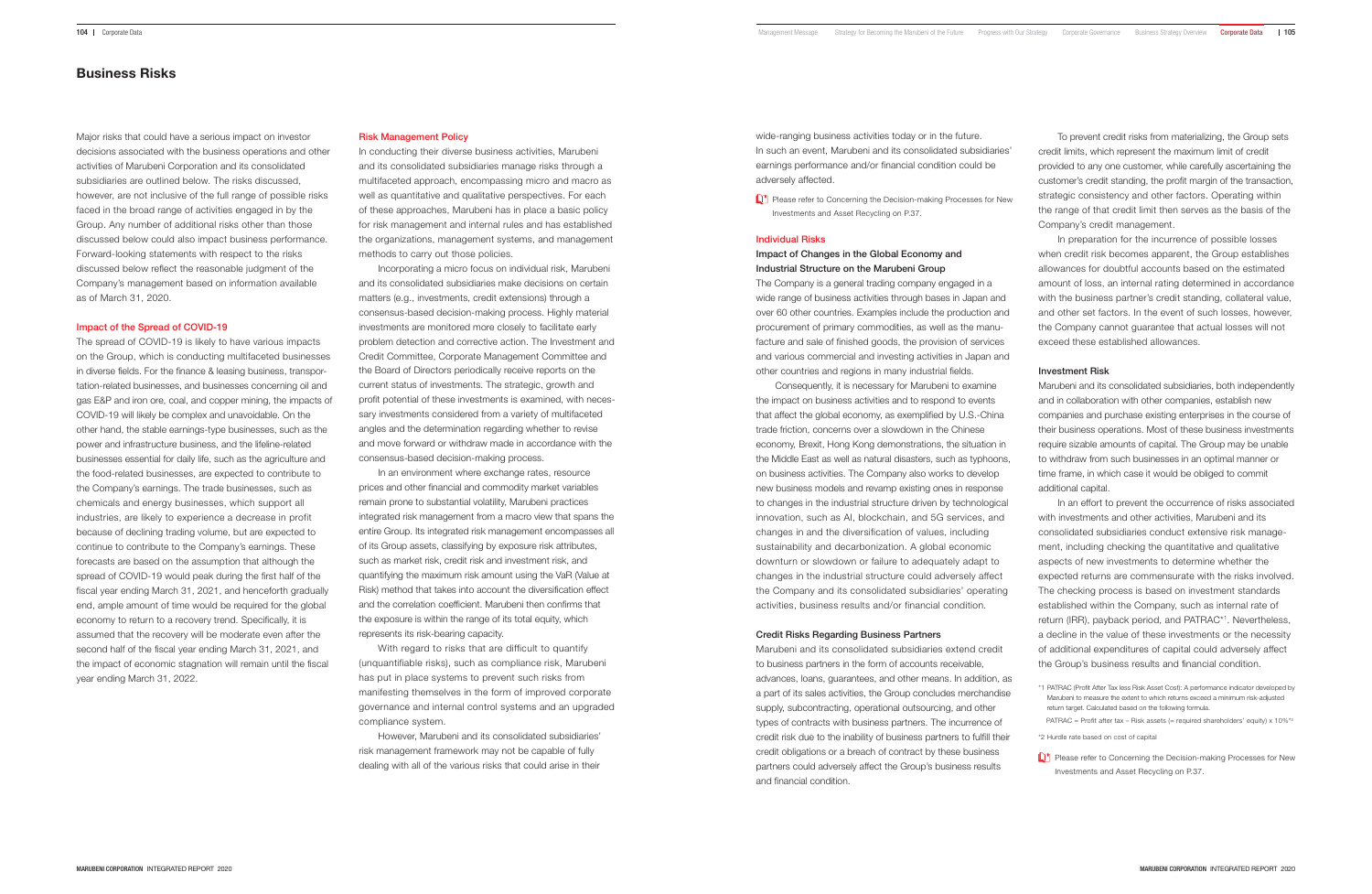# Business Risks

Major risks that could have a serious impact on investor decisions associated with the business operations and other activities of Marubeni Corporation and its consolidated subsidiaries are outlined below. The risks discussed, however, are not inclusive of the full range of possible risks faced in the broad range of activities engaged in by the Group. Any number of additional risks other than those discussed below could also impact business performance. Forward-looking statements with respect to the risks discussed below reflect the reasonable judgment of the Company's management based on information available as of March 31, 2020.

## Impact of the Spread of COVID-19

The spread of COVID-19 is likely to have various impacts on the Group, which is conducting multifaceted businesses in diverse fields. For the finance & leasing business, transportation-related businesses, and businesses concerning oil and gas E&P and iron ore, coal, and copper mining, the impacts of COVID-19 will likely be complex and unavoidable. On the other hand, the stable earnings-type businesses, such as the power and infrastructure business, and the lifeline-related businesses essential for daily life, such as the agriculture and the food-related businesses, are expected to contribute to the Company's earnings. The trade businesses, such as chemicals and energy businesses, which support all industries, are likely to experience a decrease in profit because of declining trading volume, but are expected to continue to contribute to the Company's earnings. These forecasts are based on the assumption that although the spread of COVID-19 would peak during the first half of the fiscal year ending March 31, 2021, and henceforth gradually end, ample amount of time would be required for the global economy to return to a recovery trend. Specifically, it is assumed that the recovery will be moderate even after the second half of the fiscal year ending March 31, 2021, and the impact of economic stagnation will remain until the fiscal year ending March 31, 2022.

## Risk Management Policy

In conducting their diverse business activities, Marubeni and its consolidated subsidiaries manage risks through a multifaceted approach, encompassing micro and macro as well as quantitative and qualitative perspectives. For each of these approaches, Marubeni has in place a basic policy for risk management and internal rules and has established the organizations, management systems, and management methods to carry out those policies.

Incorporating a micro focus on individual risk, Marubeni and its consolidated subsidiaries make decisions on certain matters (e.g., investments, credit extensions) through a consensus-based decision-making process. Highly material investments are monitored more closely to facilitate early problem detection and corrective action. The Investment and Credit Committee, Corporate Management Committee and the Board of Directors periodically receive reports on the current status of investments. The strategic, growth and profit potential of these investments is examined, with necessary investments considered from a variety of multifaceted angles and the determination regarding whether to revise and move forward or withdraw made in accordance with the consensus-based decision-making process.

In an environment where exchange rates, resource prices and other financial and commodity market variables remain prone to substantial volatility, Marubeni practices integrated risk management from a macro view that spans the entire Group. Its integrated risk management encompasses all of its Group assets, classifying by exposure risk attributes, such as market risk, credit risk and investment risk, and quantifying the maximum risk amount using the VaR (Value at Risk) method that takes into account the diversification effect and the correlation coefficient. Marubeni then confirms that the exposure is within the range of its total equity, which represents its risk-bearing capacity.

With regard to risks that are difficult to quantify (unquantifiable risks), such as compliance risk, Marubeni has put in place systems to prevent such risks from manifesting themselves in the form of improved corporate governance and internal control systems and an upgraded compliance system.

However, Marubeni and its consolidated subsidiaries' risk management framework may not be capable of fully dealing with all of the various risks that could arise in their wide-ranging business activities today or in the future. In such an event, Marubeni and its consolidated subsidiaries' earnings performance and/or financial condition could be adversely affected.

Please refer to Concerning the Decision-making Processes for New Investments and Asset Recycling on P.37.

## Individual Risks

### Impact of Changes in the Global Economy and Industrial Structure on the Marubeni Group

The Company is a general trading company engaged in a wide range of business activities through bases in Japan and over 60 other countries. Examples include the production and procurement of primary commodities, as well as the manufacture and sale of finished goods, the provision of services and various commercial and investing activities in Japan and other countries and regions in many industrial fields.

Consequently, it is necessary for Marubeni to examine the impact on business activities and to respond to events that affect the global economy, as exemplified by U.S.-China trade friction, concerns over a slowdown in the Chinese economy, Brexit, Hong Kong demonstrations, the situation in the Middle East as well as natural disasters, such as typhoons, on business activities. The Company also works to develop new business models and revamp existing ones in response to changes in the industrial structure driven by technological innovation, such as AI, blockchain, and 5G services, and changes in and the diversification of values, including sustainability and decarbonization. A global economic downturn or slowdown or failure to adequately adapt to changes in the industrial structure could adversely affect the Company and its consolidated subsidiaries' operating activities, business results and/or financial condition.

### Credit Risks Regarding Business Partners

Marubeni and its consolidated subsidiaries extend credit to business partners in the form of accounts receivable, advances, loans, guarantees, and other means. In addition, as a part of its sales activities, the Group concludes merchandise supply, subcontracting, operational outsourcing, and other types of contracts with business partners. The incurrence of credit risk due to the inability of business partners to fulfill their credit obligations or a breach of contract by these business partners could adversely affect the Group's business results and financial condition.

To prevent credit risks from materializing, the Group sets credit limits, which represent the maximum limit of credit provided to any one customer, while carefully ascertaining the customer's credit standing, the profit margin of the transaction, strategic consistency and other factors. Operating within the range of that credit limit then serves as the basis of the Company's credit management.

In preparation for the incurrence of possible losses when credit risk becomes apparent, the Group establishes allowances for doubtful accounts based on the estimated amount of loss, an internal rating determined in accordance with the business partner's credit standing, collateral value, and other set factors. In the event of such losses, however, the Company cannot guarantee that actual losses will not exceed these established allowances.

### Investment Risk

Marubeni and its consolidated subsidiaries, both independently and in collaboration with other companies, establish new companies and purchase existing enterprises in the course of their business operations. Most of these business investments require sizable amounts of capital. The Group may be unable to withdraw from such businesses in an optimal manner or time frame, in which case it would be obliged to commit additional capital.

In an effort to prevent the occurrence of risks associated with investments and other activities, Marubeni and its consolidated subsidiaries conduct extensive risk management, including checking the quantitative and qualitative aspects of new investments to determine whether the expected returns are commensurate with the risks involved. The checking process is based on investment standards established within the Company, such as internal rate of return (IRR), payback period, and PATRAC*1. Nevertheless, a decline in the value of these investments or the necessity of additional expenditures of capital could adversely affect the Group's business results and financial condition.

*1 PATRAC (Profit After Tax less Risk Asset Cost): A performance indicator developed by Marubeni to measure the extent to which returns exceed a minimum risk-adjusted return target. Calculated based on the following formula.
PATRAC = Profit after tax – Risk assets (≈ required shareholders' equity) x 10%*2

*2 Hurdle rate based on cost of capital

Please refer to Concerning the Decision-making Processes for New Investments and Asset Recycling on P.37.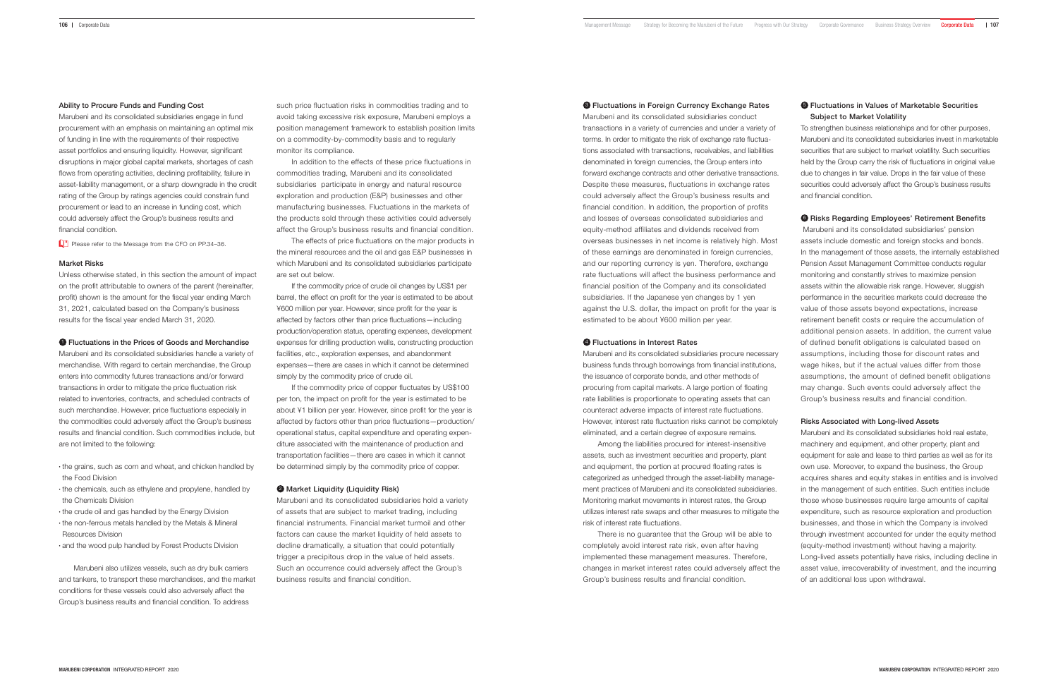### Ability to Procure Funds and Funding Cost

Marubeni and its consolidated subsidiaries engage in fund procurement with an emphasis on maintaining an optimal mix of funding in line with the requirements of their respective asset portfolios and ensuring liquidity. However, significant disruptions in major global capital markets, shortages of cash flows from operating activities, declining profitability, failure in asset-liability management, or a sharp downgrade in the credit rating of the Group by ratings agencies could constrain fund procurement or lead to an increase in funding cost, which could adversely affect the Group's business results and financial condition.

Please refer to the Message from the CFO on PP.34–36.

### Market Risks

Unless otherwise stated, in this section the amount of impact on the profit attributable to owners of the parent (hereinafter, profit) shown is the amount for the fiscal year ending March 31, 2021, calculated based on the Company's business results for the fiscal year ended March 31, 2020.

#### ❶ Fluctuations in the Prices of Goods and Merchandise

Marubeni and its consolidated subsidiaries handle a variety of merchandise. With regard to certain merchandise, the Group enters into commodity futures transactions and/or forward transactions in order to mitigate the price fluctuation risk related to inventories, contracts, and scheduled contracts of such merchandise. However, price fluctuations especially in the commodities could adversely affect the Group's business results and financial condition. Such commodities include, but are not limited to the following:

- the grains, such as corn and wheat, and chicken handled by the Food Division
- the chemicals, such as ethylene and propylene, handled by the Chemicals Division
- the crude oil and gas handled by the Energy Division
- the non-ferrous metals handled by the Metals & Mineral Resources Division
- and the wood pulp handled by Forest Products Division

Marubeni also utilizes vessels, such as dry bulk carriers and tankers, to transport these merchandises, and the market conditions for these vessels could also adversely affect the Group's business results and financial condition. To address such price fluctuation risks in commodities trading and to avoid taking excessive risk exposure, Marubeni employs a position management framework to establish position limits on a commodity-by-commodity basis and to regularly monitor its compliance.

In addition to the effects of these price fluctuations in commodities trading, Marubeni and its consolidated subsidiaries participate in energy and natural resource exploration and production (E&P) businesses and other manufacturing businesses. Fluctuations in the markets of the products sold through these activities could adversely affect the Group's business results and financial condition.

The effects of price fluctuations on the major products in the mineral resources and the oil and gas E&P businesses in which Marubeni and its consolidated subsidiaries participate are set out below.

If the commodity price of crude oil changes by US$1 per barrel, the effect on profit for the year is estimated to be about ¥600 million per year. However, since profit for the year is affected by factors other than price fluctuations—including production/operation status, operating expenses, development expenses for drilling production wells, constructing production facilities, etc., exploration expenses, and abandonment expenses—there are cases in which it cannot be determined simply by the commodity price of crude oil.

If the commodity price of copper fluctuates by US$100 per ton, the impact on profit for the year is estimated to be about ¥1 billion per year. However, since profit for the year is affected by factors other than price fluctuations—production/operational status, capital expenditure and operating expenditure associated with the maintenance of production and transportation facilities—there are cases in which it cannot be determined simply by the commodity price of copper.

#### ❷ Market Liquidity (Liquidity Risk)

Marubeni and its consolidated subsidiaries hold a variety of assets that are subject to market trading, including financial instruments. Financial market turmoil and other factors can cause the market liquidity of held assets to decline dramatically, a situation that could potentially trigger a precipitous drop in the value of held assets. Such an occurrence could adversely affect the Group's business results and financial condition.

#### ❸ Fluctuations in Foreign Currency Exchange Rates

Marubeni and its consolidated subsidiaries conduct transactions in a variety of currencies and under a variety of terms. In order to mitigate the risk of exchange rate fluctuations associated with transactions, receivables, and liabilities denominated in foreign currencies, the Group enters into forward exchange contracts and other derivative transactions. Despite these measures, fluctuations in exchange rates could adversely affect the Group's business results and financial condition. In addition, the proportion of profits and losses of overseas consolidated subsidiaries and equity-method affiliates and dividends received from overseas businesses in net income is relatively high. Most of these earnings are denominated in foreign currencies, and our reporting currency is yen. Therefore, exchange rate fluctuations will affect the business performance and financial position of the Company and its consolidated subsidiaries. If the Japanese yen changes by 1 yen against the U.S. dollar, the impact on profit for the year is estimated to be about ¥600 million per year.

#### ❹ Fluctuations in Interest Rates

Marubeni and its consolidated subsidiaries procure necessary business funds through borrowings from financial institutions, the issuance of corporate bonds, and other methods of procuring from capital markets. A large portion of floating rate liabilities is proportionate to operating assets that can counteract adverse impacts of interest rate fluctuations. However, interest rate fluctuation risks cannot be completely eliminated, and a certain degree of exposure remains.

Among the liabilities procured for interest-insensitive assets, such as investment securities and property, plant and equipment, the portion at procured floating rates is categorized as unhedged through the asset-liability management practices of Marubeni and its consolidated subsidiaries. Monitoring market movements in interest rates, the Group utilizes interest rate swaps and other measures to mitigate the risk of interest rate fluctuations.

There is no guarantee that the Group will be able to completely avoid interest rate risk, even after having implemented these management measures. Therefore, changes in market interest rates could adversely affect the Group's business results and financial condition.

#### ❺ Fluctuations in Values of Marketable Securities Subject to Market Volatility

To strengthen business relationships and for other purposes, Marubeni and its consolidated subsidiaries invest in marketable securities that are subject to market volatility. Such securities held by the Group carry the risk of fluctuations in original value due to changes in fair value. Drops in the fair value of these securities could adversely affect the Group's business results and financial condition.

#### ❻ Risks Regarding Employees' Retirement Benefits

Marubeni and its consolidated subsidiaries' pension assets include domestic and foreign stocks and bonds. In the management of those assets, the internally established Pension Asset Management Committee conducts regular monitoring and constantly strives to maximize pension assets within the allowable risk range. However, sluggish performance in the securities markets could decrease the value of those assets beyond expectations, increase retirement benefit costs or require the accumulation of additional pension assets. In addition, the current value of defined benefit obligations is calculated based on assumptions, including those for discount rates and wage hikes, but if the actual values differ from those assumptions, the amount of defined benefit obligations may change. Such events could adversely affect the Group's business results and financial condition.

### Risks Associated with Long-lived Assets

Marubeni and its consolidated subsidiaries hold real estate, machinery and equipment, and other property, plant and equipment for sale and lease to third parties as well as for its own use. Moreover, to expand the business, the Group acquires shares and equity stakes in entities and is involved in the management of such entities. Such entities include those whose businesses require large amounts of capital expenditure, such as resource exploration and production businesses, and those in which the Company is involved through investment accounted for under the equity method (equity-method investment) without having a majority. Long-lived assets potentially have risks, including decline in asset value, irrecoverability of investment, and the incurring of an additional loss upon withdrawal.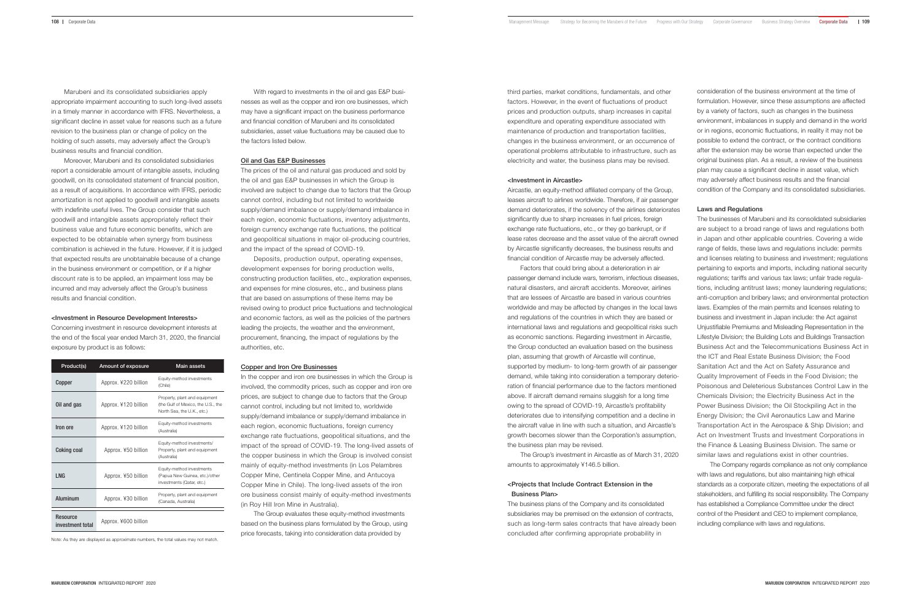Marubeni and its consolidated subsidiaries apply appropriate impairment accounting to such long-lived assets in a timely manner in accordance with IFRS. Nevertheless, a significant decline in asset value for reasons such as a future revision to the business plan or change of policy on the holding of such assets, may adversely affect the Group's business results and financial condition.

Moreover, Marubeni and its consolidated subsidiaries report a considerable amount of intangible assets, including goodwill, on its consolidated statement of financial position, as a result of acquisitions. In accordance with IFRS, periodic amortization is not applied to goodwill and intangible assets with indefinite useful lives. The Group consider that such goodwill and intangible assets appropriately reflect their business value and future economic benefits, which are expected to be obtainable when synergy from business combination is achieved in the future. However, if it is judged that expected results are unobtainable because of a change in the business environment or competition, or if a higher discount rate is to be applied, an impairment loss may be incurred and may adversely affect the Group's business results and financial condition.

#### <Investment in Resource Development Interests>

Concerning investment in resource development interests at the end of the fiscal year ended March 31, 2020, the financial exposure by product is as follows:

| Product(s) | Amount of exposure | Main assets |
| --- | --- | --- |
| Copper | Approx. ¥220 billion | Equity-method investments (Chile) |
| Oil and gas | Approx. ¥120 billion | Property, plant and equipment (the Gulf of Mexico, the U.S., the North Sea, the U.K., etc.) |
| Iron ore | Approx. ¥120 billion | Equity-method investments (Australia) |
| Coking coal | Approx. ¥50 billion | Equity-method investments/ Property, plant and equipment (Australia) |
| LNG | Approx. ¥50 billion | Equity-method investments (Papua New Guinea, etc.)/other investments (Qatar, etc.) |
| Aluminum | Approx. ¥30 billion | Property, plant and equipment (Canada, Australia) |
| Resource investment total | Approx. ¥600 billion | |

Note: As they are displayed as approximate numbers, the total values may not match.

With regard to investments in the oil and gas E&P businesses as well as the copper and iron ore businesses, which may have a significant impact on the business performance and financial condition of Marubeni and its consolidated subsidiaries, asset value fluctuations may be caused due to the factors listed below.

#### Oil and Gas E&P Businesses

The prices of the oil and natural gas produced and sold by the oil and gas E&P businesses in which the Group is involved are subject to change due to factors that the Group cannot control, including but not limited to worldwide supply/demand imbalance or supply/demand imbalance in each region, economic fluctuations, inventory adjustments, foreign currency exchange rate fluctuations, the political and geopolitical situations in major oil-producing countries, and the impact of the spread of COVID-19.

Deposits, production output, operating expenses, development expenses for boring production wells, constructing production facilities, etc., exploration expenses, and expenses for mine closures, etc., and business plans that are based on assumptions of these items may be revised owing to product price fluctuations and technological and economic factors, as well as the policies of the partners leading the projects, the weather and the environment, procurement, financing, the impact of regulations by the authorities, etc.

#### Copper and Iron Ore Businesses

In the copper and iron ore businesses in which the Group is involved, the commodity prices, such as copper and iron ore prices, are subject to change due to factors that the Group cannot control, including but not limited to, worldwide supply/demand imbalance or supply/demand imbalance in each region, economic fluctuations, foreign currency exchange rate fluctuations, geopolitical situations, and the impact of the spread of COVID-19. The long-lived assets of the copper business in which the Group is involved consist mainly of equity-method investments (in Los Pelambres Copper Mine, Centinela Copper Mine, and Antucoya Copper Mine in Chile). The long-lived assets of the iron ore business consist mainly of equity-method investments (in Roy Hill Iron Mine in Australia).

The Group evaluates these equity-method investments based on the business plans formulated by the Group, using price forecasts, taking into consideration data provided by third parties, market conditions, fundamentals, and other factors. However, in the event of fluctuations of product prices and production outputs, sharp increases in capital expenditure and operating expenditure associated with maintenance of production and transportation facilities, changes in the business environment, or an occurrence of operational problems attributable to infrastructure, such as electricity and water, the business plans may be revised.

#### <Investment in Aircastle>

Aircastle, an equity-method affiliated company of the Group, leases aircraft to airlines worldwide. Therefore, if air passenger demand deteriorates, if the solvency of the airlines deteriorates significantly due to sharp increases in fuel prices, foreign exchange rate fluctuations, etc., or they go bankrupt, or if lease rates decrease and the asset value of the aircraft owned by Aircastle significantly decreases, the business results and financial condition of Aircastle may be adversely affected.

Factors that could bring about a deterioration in air passenger demand include wars, terrorism, infectious diseases, natural disasters, and aircraft accidents. Moreover, airlines that are lessees of Aircastle are based in various countries worldwide and may be affected by changes in the local laws and regulations of the countries in which they are based or international laws and regulations and geopolitical risks such as economic sanctions. Regarding investment in Aircastle, the Group conducted an evaluation based on the business plan, assuming that growth of Aircastle will continue, supported by medium- to long-term growth of air passenger demand, while taking into consideration a temporary deterioration of financial performance due to the factors mentioned above. If aircraft demand remains sluggish for a long time owing to the spread of COVID-19, Aircastle's profitability deteriorates due to intensifying competition and a decline in the aircraft value in line with such a situation, and Aircastle's growth becomes slower than the Corporation's assumption, the business plan may be revised.

The Group's investment in Aircastle as of March 31, 2020 amounts to approximately ¥146.5 billion.

#### <Projects that Include Contract Extension in the Business Plan>

The business plans of the Company and its consolidated subsidiaries may be premised on the extension of contracts, such as long-term sales contracts that have already been concluded after confirming appropriate probability in consideration of the business environment at the time of formulation. However, since these assumptions are affected by a variety of factors, such as changes in the business environment, imbalances in supply and demand in the world or in regions, economic fluctuations, in reality it may not be possible to extend the contract, or the contract conditions after the extension may be worse than expected under the original business plan. As a result, a review of the business plan may cause a significant decline in asset value, which may adversely affect business results and the financial condition of the Company and its consolidated subsidiaries.

### Laws and Regulations

The businesses of Marubeni and its consolidated subsidiaries are subject to a broad range of laws and regulations both in Japan and other applicable countries. Covering a wide range of fields, these laws and regulations include: permits and licenses relating to business and investment; regulations pertaining to exports and imports, including national security regulations; tariffs and various tax laws; unfair trade regulations, including antitrust laws; money laundering regulations; anti-corruption and bribery laws; and environmental protection laws. Examples of the main permits and licenses relating to business and investment in Japan include: the Act against Unjustifiable Premiums and Misleading Representation in the Lifestyle Division; the Building Lots and Buildings Transaction Business Act and the Telecommunications Business Act in the ICT and Real Estate Business Division; the Food Sanitation Act and the Act on Safety Assurance and Quality Improvement of Feeds in the Food Division; the Poisonous and Deleterious Substances Control Law in the Chemicals Division; the Electricity Business Act in the Power Business Division; the Oil Stockpiling Act in the Energy Division; the Civil Aeronautics Law and Marine Transportation Act in the Aerospace & Ship Division; and Act on Investment Trusts and Investment Corporations in the Finance & Leasing Business Division. The same or similar laws and regulations exist in other countries.

The Company regards compliance as not only compliance with laws and regulations, but also maintaining high ethical standards as a corporate citizen, meeting the expectations of all stakeholders, and fulfilling its social responsibility. The Company has established a Compliance Committee under the direct control of the President and CEO to implement compliance, including compliance with laws and regulations.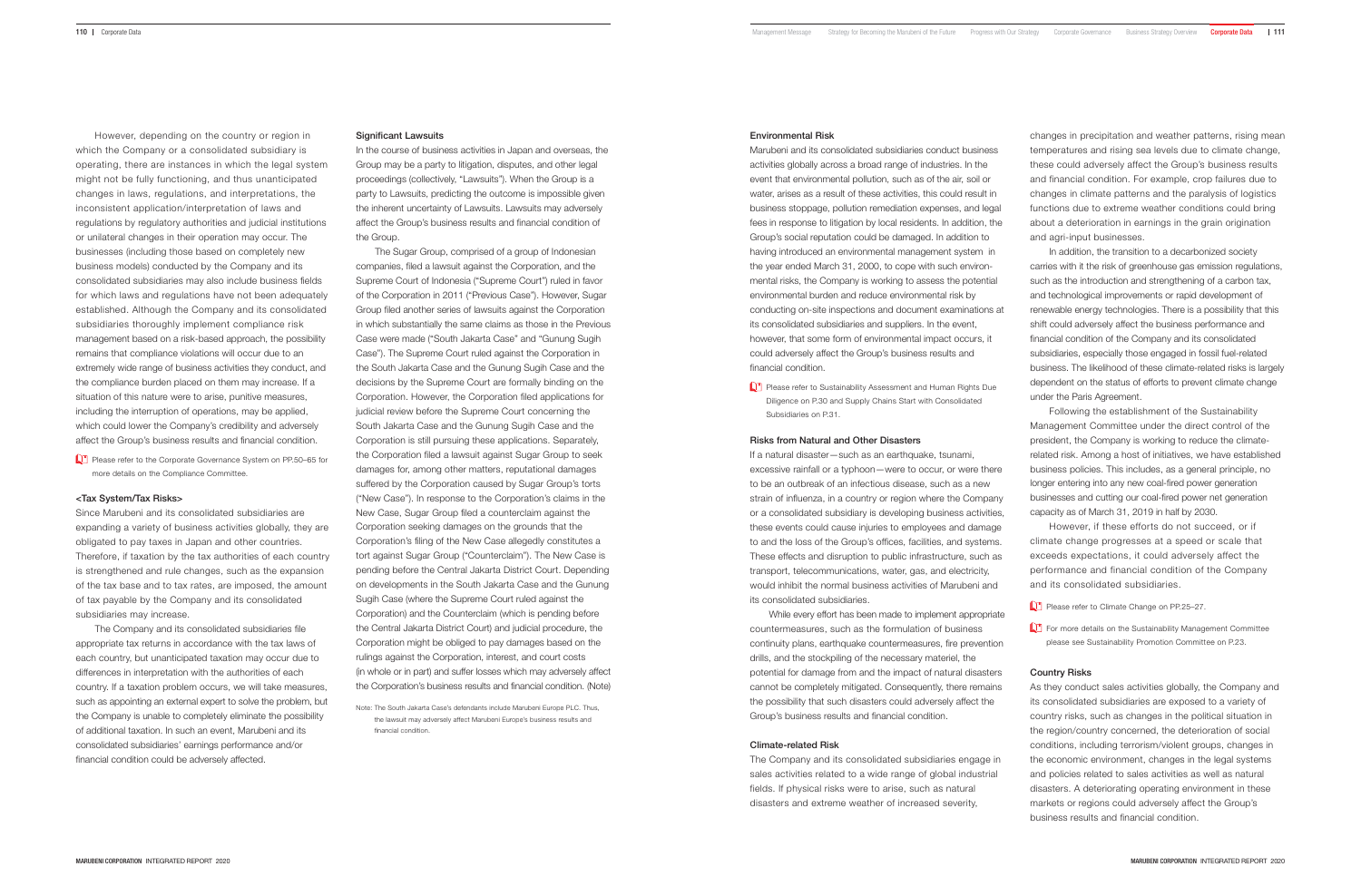However, depending on the country or region in which the Company or a consolidated subsidiary is operating, there are instances in which the legal system might not be fully functioning, and thus unanticipated changes in laws, regulations, and interpretations, the inconsistent application/interpretation of laws and regulations by regulatory authorities and judicial institutions or unilateral changes in their operation may occur. The businesses (including those based on completely new business models) conducted by the Company and its consolidated subsidiaries may also include business fields for which laws and regulations have not been adequately established. Although the Company and its consolidated subsidiaries thoroughly implement compliance risk management based on a risk-based approach, the possibility remains that compliance violations will occur due to an extremely wide range of business activities they conduct, and the compliance burden placed on them may increase. If a situation of this nature were to arise, punitive measures, including the interruption of operations, may be applied, which could lower the Company's credibility and adversely affect the Group's business results and financial condition.

Please refer to the Corporate Governance System on PP.50–65 for more details on the Compliance Committee.

#### <Tax System/Tax Risks>

Since Marubeni and its consolidated subsidiaries are expanding a variety of business activities globally, they are obligated to pay taxes in Japan and other countries. Therefore, if taxation by the tax authorities of each country is strengthened and rule changes, such as the expansion of the tax base and to tax rates, are imposed, the amount of tax payable by the Company and its consolidated subsidiaries may increase.

The Company and its consolidated subsidiaries file appropriate tax returns in accordance with the tax laws of each country, but unanticipated taxation may occur due to differences in interpretation with the authorities of each country. If a taxation problem occurs, we will take measures, such as appointing an external expert to solve the problem, but the Company is unable to completely eliminate the possibility of additional taxation. In such an event, Marubeni and its consolidated subsidiaries' earnings performance and/or financial condition could be adversely affected.

#### Significant Lawsuits

In the course of business activities in Japan and overseas, the Group may be a party to litigation, disputes, and other legal proceedings (collectively, "Lawsuits"). When the Group is a party to Lawsuits, predicting the outcome is impossible given the inherent uncertainty of Lawsuits. Lawsuits may adversely affect the Group's business results and financial condition of the Group.

The Sugar Group, comprised of a group of Indonesian companies, filed a lawsuit against the Corporation, and the Supreme Court of Indonesia ("Supreme Court") ruled in favor of the Corporation in 2011 ("Previous Case"). However, Sugar Group filed another series of lawsuits against the Corporation in which substantially the same claims as those in the Previous Case were made ("South Jakarta Case" and "Gunung Sugih Case"). The Supreme Court ruled against the Corporation in the South Jakarta Case and the Gunung Sugih Case and the decisions by the Supreme Court are formally binding on the Corporation. However, the Corporation filed applications for judicial review before the Supreme Court concerning the South Jakarta Case and the Gunung Sugih Case and the Corporation is still pursuing these applications. Separately, the Corporation filed a lawsuit against Sugar Group to seek damages for, among other matters, reputational damages suffered by the Corporation caused by Sugar Group's torts ("New Case"). In response to the Corporation's claims in the New Case, Sugar Group filed a counterclaim against the Corporation seeking damages on the grounds that the Corporation's filing of the New Case allegedly constitutes a tort against Sugar Group ("Counterclaim"). The New Case is pending before the Central Jakarta District Court. Depending on developments in the South Jakarta Case and the Gunung Sugih Case (where the Supreme Court ruled against the Corporation) and the Counterclaim (which is pending before the Central Jakarta District Court) and judicial procedure, the Corporation might be obliged to pay damages based on the rulings against the Corporation, interest, and court costs (in whole or in part) and suffer losses which may adversely affect the Corporation's business results and financial condition. (Note)

Note: The South Jakarta Case's defendants include Marubeni Europe PLC. Thus, the lawsuit may adversely affect Marubeni Europe's business results and financial condition.

#### Environmental Risk

Marubeni and its consolidated subsidiaries conduct business activities globally across a broad range of industries. In the event that environmental pollution, such as of the air, soil or water, arises as a result of these activities, this could result in business stoppage, pollution remediation expenses, and legal fees in response to litigation by local residents. In addition, the Group's social reputation could be damaged. In addition to having introduced an environmental management system in the year ended March 31, 2000, to cope with such environmental risks, the Company is working to assess the potential environmental burden and reduce environmental risk by conducting on-site inspections and document examinations at its consolidated subsidiaries and suppliers. In the event, however, that some form of environmental impact occurs, it could adversely affect the Group's business results and financial condition.

Please refer to Sustainability Assessment and Human Rights Due Diligence on P.30 and Supply Chains Start with Consolidated Subsidiaries on P.31.

#### Risks from Natural and Other Disasters

If a natural disaster—such as an earthquake, tsunami, excessive rainfall or a typhoon—were to occur, or were there to be an outbreak of an infectious disease, such as a new strain of influenza, in a country or region where the Company or a consolidated subsidiary is developing business activities, these events could cause injuries to employees and damage to and the loss of the Group's offices, facilities, and systems. These effects and disruption to public infrastructure, such as transport, telecommunications, water, gas, and electricity, would inhibit the normal business activities of Marubeni and its consolidated subsidiaries.

While every effort has been made to implement appropriate countermeasures, such as the formulation of business continuity plans, earthquake countermeasures, fire prevention drills, and the stockpiling of the necessary materiel, the potential for damage from and the impact of natural disasters cannot be completely mitigated. Consequently, there remains the possibility that such disasters could adversely affect the Group's business results and financial condition.

#### Climate-related Risk

The Company and its consolidated subsidiaries engage in sales activities related to a wide range of global industrial fields. If physical risks were to arise, such as natural disasters and extreme weather of increased severity, changes in precipitation and weather patterns, rising mean temperatures and rising sea levels due to climate change, these could adversely affect the Group's business results and financial condition. For example, crop failures due to changes in climate patterns and the paralysis of logistics functions due to extreme weather conditions could bring about a deterioration in earnings in the grain origination and agri-input businesses.

In addition, the transition to a decarbonized society carries with it the risk of greenhouse gas emission regulations, such as the introduction and strengthening of a carbon tax, and technological improvements or rapid development of renewable energy technologies. There is a possibility that this shift could adversely affect the business performance and financial condition of the Company and its consolidated subsidiaries, especially those engaged in fossil fuel-related business. The likelihood of these climate-related risks is largely dependent on the status of efforts to prevent climate change under the Paris Agreement.

Following the establishment of the Sustainability Management Committee under the direct control of the president, the Company is working to reduce the climate-related risk. Among a host of initiatives, we have established business policies. This includes, as a general principle, no longer entering into any new coal-fired power generation businesses and cutting our coal-fired power net generation capacity as of March 31, 2019 in half by 2030.

However, if these efforts do not succeed, or if climate change progresses at a speed or scale that exceeds expectations, it could adversely affect the performance and financial condition of the Company and its consolidated subsidiaries.

Please refer to Climate Change on PP.25–27.

For more details on the Sustainability Management Committee please see Sustainability Promotion Committee on P.23.

#### Country Risks

As they conduct sales activities globally, the Company and its consolidated subsidiaries are exposed to a variety of country risks, such as changes in the political situation in the region/country concerned, the deterioration of social conditions, including terrorism/violent groups, changes in the economic environment, changes in the legal systems and policies related to sales activities as well as natural disasters. A deteriorating operating environment in these markets or regions could adversely affect the Group's business results and financial condition.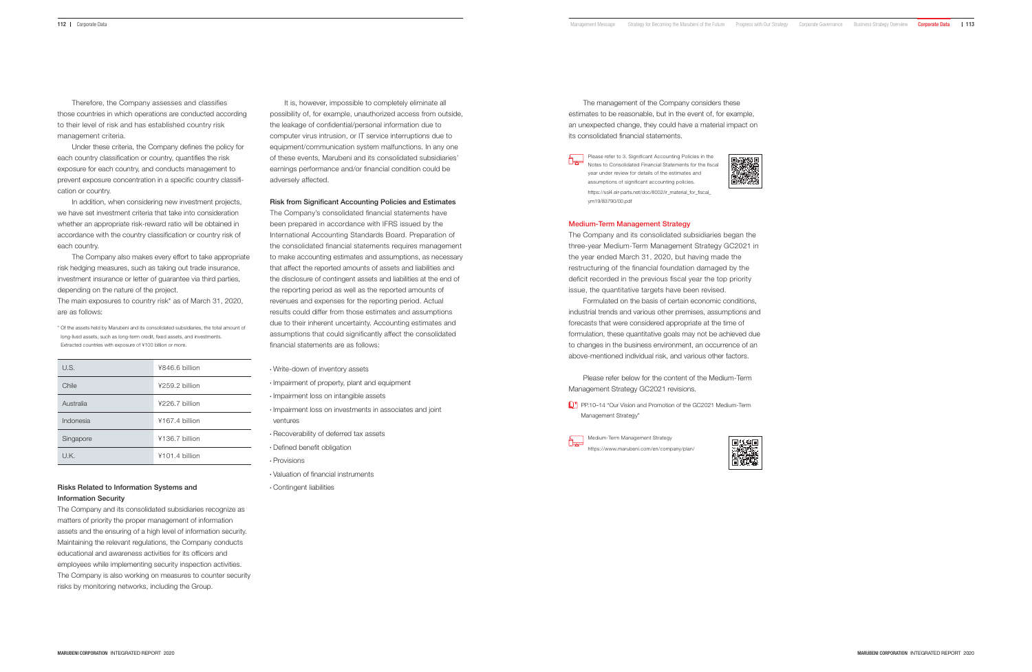Therefore, the Company assesses and classifies those countries in which operations are conducted according to their level of risk and has established country risk management criteria.

Under these criteria, the Company defines the policy for each country classification or country, quantifies the risk exposure for each country, and conducts management to prevent exposure concentration in a specific country classification or country.

In addition, when considering new investment projects, we have set investment criteria that take into consideration whether an appropriate risk-reward ratio will be obtained in accordance with the country classification or country risk of each country.

The Company also makes every effort to take appropriate risk hedging measures, such as taking out trade insurance, investment insurance or letter of guarantee via third parties, depending on the nature of the project.

The main exposures to country risk* as of March 31, 2020, are as follows:

\* Of the assets held by Marubeni and its consolidated subsidiaries, the total amount of long-lived assets, such as long-term credit, fixed assets, and investments. Extracted countries with exposure of ¥100 billion or more.

| | |
|---|---|
| U.S. | ¥846.6 billion |
| Chile | ¥259.2 billion |
| Australia | ¥226.7 billion |
| Indonesia | ¥167.4 billion |
| Singapore | ¥136.7 billion |
| U.K. | ¥101.4 billion |

### Risks Related to Information Systems and Information Security

The Company and its consolidated subsidiaries recognize as matters of priority the proper management of information assets and the ensuring of a high level of information security. Maintaining the relevant regulations, the Company conducts educational and awareness activities for its officers and employees while implementing security inspection activities. The Company is also working on measures to counter security risks by monitoring networks, including the Group.

It is, however, impossible to completely eliminate all possibility of, for example, unauthorized access from outside, the leakage of confidential/personal information due to computer virus intrusion, or IT service interruptions due to equipment/communication system malfunctions. In any one of these events, Marubeni and its consolidated subsidiaries' earnings performance and/or financial condition could be adversely affected.

### Risk from Significant Accounting Policies and Estimates

The Company's consolidated financial statements have been prepared in accordance with IFRS issued by the International Accounting Standards Board. Preparation of the consolidated financial statements requires management to make accounting estimates and assumptions, as necessary that affect the reported amounts of assets and liabilities and the disclosure of contingent assets and liabilities at the end of the reporting period as well as the reported amounts of revenues and expenses for the reporting period. Actual results could differ from those estimates and assumptions due to their inherent uncertainty. Accounting estimates and assumptions that could significantly affect the consolidated financial statements are as follows:

- Write-down of inventory assets
- Impairment of property, plant and equipment
- Impairment loss on intangible assets
- Impairment loss on investments in associates and joint ventures
- Recoverability of deferred tax assets
- Defined benefit obligation
- Provisions
- Valuation of financial instruments
- Contingent liabilities

The management of the Company considers these estimates to be reasonable, but in the event of, for example, an unexpected change, they could have a material impact on its consolidated financial statements.

Please refer to 3. Significant Accounting Policies in the Notes to Consolidated Financial Statements for the fiscal year under review for details of the estimates and assumptions of significant accounting policies.
https://ssl4.eir-parts.net/doc/8002/ir_material_for_fiscal_ym19/83790/00.pdf

## Medium-Term Management Strategy

The Company and its consolidated subsidiaries began the three-year Medium-Term Management Strategy GC2021 in the year ended March 31, 2020, but having made the restructuring of the financial foundation damaged by the deficit recorded in the previous fiscal year the top priority issue, the quantitative targets have been revised.

Formulated on the basis of certain economic conditions, industrial trends and various other premises, assumptions and forecasts that were considered appropriate at the time of formulation, these quantitative goals may not be achieved due to changes in the business environment, an occurrence of an above-mentioned individual risk, and various other factors.

Please refer below for the content of the Medium-Term Management Strategy GC2021 revisions.

PP.10–14 "Our Vision and Promotion of the GC2021 Medium-Term Management Strategy"

Medium-Term Management Strategy
https://www.marubeni.com/en/company/plan/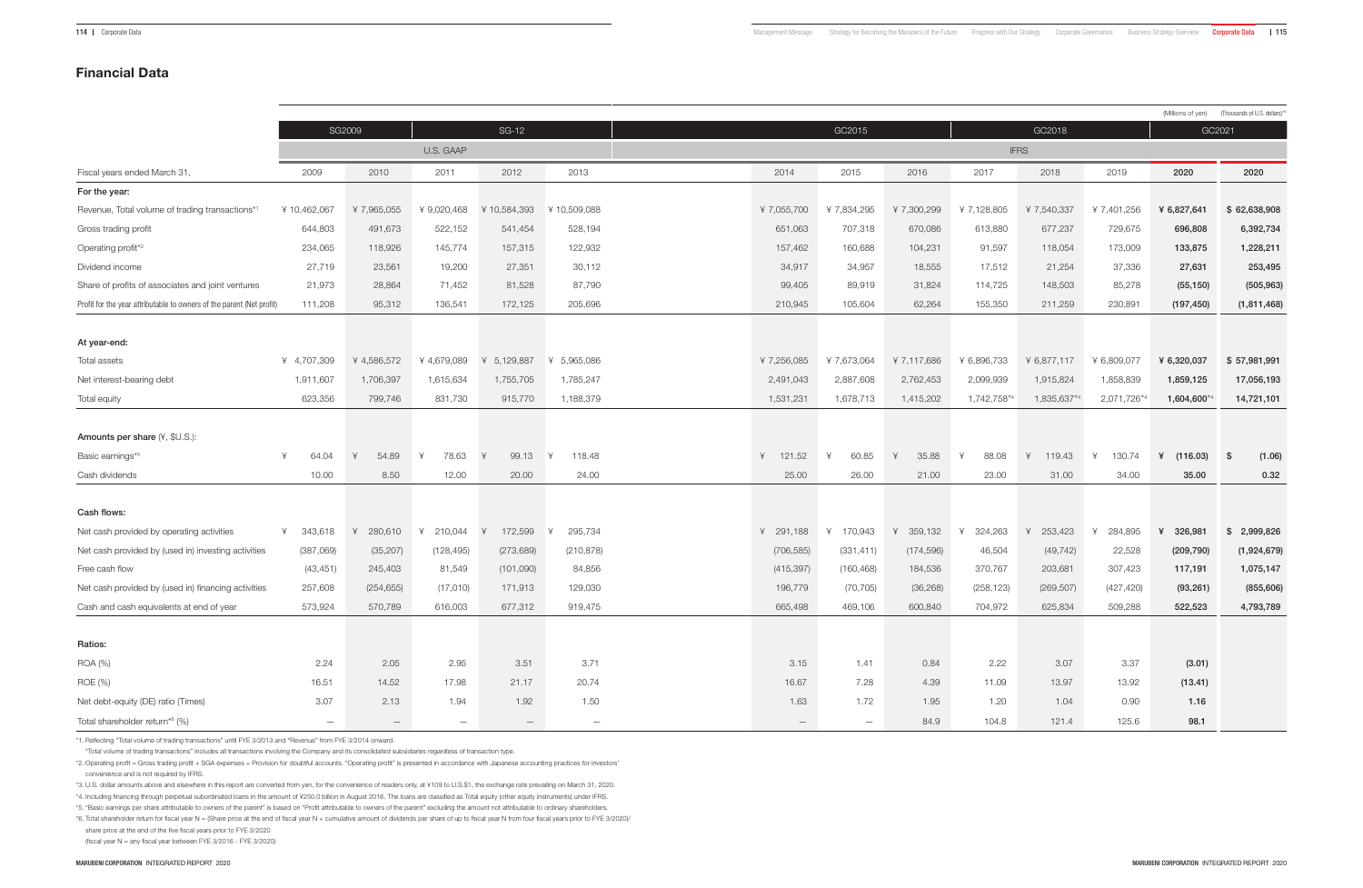## Financial Data

(Millions of yen) (Thousands of U.S. dollars)[*3]

| | SG2009 | | SG-12 | | | GC2015 | | | GC2018 | | | GC2021 | |
|---|---|---|---|---|---|---|---|---|---|---|---|---|---|
| | U.S. GAAP | | | | | IFRS | | | | | | | |
| Fiscal years ended March 31, | 2009 | 2010 | 2011 | 2012 | 2013 | 2014 | 2015 | 2016 | 2017 | 2018 | 2019 | **2020** | **2020** |
| **For the year:** | | | | | | | | | | | | | |
| Revenue, Total volume of trading transactions[*1] | ¥ 10,462,067 | ¥ 7,965,055 | ¥ 9,020,468 | ¥ 10,584,393 | ¥ 10,509,088 | ¥ 7,055,700 | ¥ 7,834,295 | ¥ 7,300,299 | ¥ 7,128,805 | ¥ 7,540,337 | ¥ 7,401,256 | **¥ 6,827,641** | **$ 62,638,908** |
| Gross trading profit | 644,803 | 491,673 | 522,152 | 541,454 | 528,194 | 651,063 | 707,318 | 670,086 | 613,880 | 677,237 | 729,675 | **696,808** | **6,392,734** |
| Operating profit[*2] | 234,065 | 118,926 | 145,774 | 157,315 | 122,932 | 157,462 | 160,688 | 104,231 | 91,597 | 118,054 | 173,009 | **133,875** | **1,228,211** |
| Dividend income | 27,719 | 23,561 | 19,200 | 27,351 | 30,112 | 34,917 | 34,957 | 18,555 | 17,512 | 21,254 | 37,336 | **27,631** | **253,495** |
| Share of profits of associates and joint ventures | 21,973 | 28,864 | 71,452 | 81,528 | 87,790 | 99,405 | 89,919 | 31,824 | 114,725 | 148,503 | 85,278 | **(55,150)** | **(505,963)** |
| Profit for the year attributable to owners of the parent (Net profit) | 111,208 | 95,312 | 136,541 | 172,125 | 205,696 | 210,945 | 105,604 | 62,264 | 155,350 | 211,259 | 230,891 | **(197,450)** | **(1,811,468)** |
| **At year-end:** | | | | | | | | | | | | | |
| Total assets | ¥ 4,707,309 | ¥ 4,586,572 | ¥ 4,679,089 | ¥ 5,129,887 | ¥ 5,965,086 | ¥ 7,256,085 | ¥ 7,673,064 | ¥ 7,117,686 | ¥ 6,896,733 | ¥ 6,877,117 | ¥ 6,809,077 | **¥ 6,320,037** | **$ 57,981,991** |
| Net interest-bearing debt | 1,911,607 | 1,706,397 | 1,615,634 | 1,755,705 | 1,785,247 | 2,491,043 | 2,887,608 | 2,762,453 | 2,099,939 | 1,915,824 | 1,858,839 | **1,859,125** | **17,056,193** |
| Total equity | 623,356 | 799,746 | 831,730 | 915,770 | 1,188,379 | 1,531,231 | 1,678,713 | 1,415,202 | 1,742,758[*4] | 1,835,637[*4] | 2,071,726[*4] | **1,604,600**[*4] | **14,721,101** |
| **Amounts per share (¥, $U.S.):** | | | | | | | | | | | | | |
| Basic earnings[*5] | ¥ 64.04 | ¥ 54.89 | ¥ 78.63 | ¥ 99.13 | ¥ 118.48 | ¥ 121.52 | ¥ 60.85 | ¥ 35.88 | ¥ 88.08 | ¥ 119.43 | ¥ 130.74 | **¥ (116.03)** | **$ (1.06)** |
| Cash dividends | 10.00 | 8.50 | 12.00 | 20.00 | 24.00 | 25.00 | 26.00 | 21.00 | 23.00 | 31.00 | 34.00 | **35.00** | **0.32** |
| **Cash flows:** | | | | | | | | | | | | | |
| Net cash provided by operating activities | ¥ 343,618 | ¥ 280,610 | ¥ 210,044 | ¥ 172,599 | ¥ 295,734 | ¥ 291,188 | ¥ 170,943 | ¥ 359,132 | ¥ 324,263 | ¥ 253,423 | ¥ 284,895 | **¥ 326,981** | **$ 2,999,826** |
| Net cash provided by (used in) investing activities | (387,069) | (35,207) | (128,495) | (273,689) | (210,878) | (706,585) | (331,411) | (174,596) | 46,504 | (49,742) | 22,528 | **(209,790)** | **(1,924,679)** |
| Free cash flow | (43,451) | 245,403 | 81,549 | (101,090) | 84,856 | (415,397) | (160,468) | 184,536 | 370,767 | 203,681 | 307,423 | **117,191** | **1,075,147** |
| Net cash provided by (used in) financing activities | 257,608 | (254,655) | (17,010) | 171,913 | 129,030 | 196,779 | (70,705) | (36,268) | (258,123) | (269,507) | (427,420) | **(93,261)** | **(855,606)** |
| Cash and cash equivalents at end of year | 573,924 | 570,789 | 616,003 | 677,312 | 919,475 | 665,498 | 469,106 | 600,840 | 704,972 | 625,834 | 509,288 | **522,523** | **4,793,789** |
| **Ratios:** | | | | | | | | | | | | | |
| ROA (%) | 2.24 | 2.05 | 2.95 | 3.51 | 3.71 | 3.15 | 1.41 | 0.84 | 2.22 | 3.07 | 3.37 | **(3.01)** | |
| ROE (%) | 16.51 | 14.52 | 17.98 | 21.17 | 20.74 | 16.67 | 7.28 | 4.39 | 11.09 | 13.97 | 13.92 | **(13.41)** | |
| Net debt-equity (DE) ratio (Times) | 3.07 | 2.13 | 1.94 | 1.92 | 1.50 | 1.63 | 1.72 | 1.95 | 1.20 | 1.04 | 0.90 | **1.16** | |
| Total shareholder return[*6] (%) | — | — | — | — | — | — | — | 84.9 | 104.8 | 121.4 | 125.6 | **98.1** | |

*1. Reflecting "Total volume of trading transactions" until FYE 3/2013 and "Revenue" from FYE 3/2014 onward.
"Total volume of trading transactions" includes all transactions involving the Company and its consolidated subsidiaries regardless of transaction type.

*2. Operating profit = Gross trading profit + SGA expenses + Provision for doubtful accounts. "Operating profit" is presented in accordance with Japanese accounting practices for investors' convenience and is not required by IFRS.

*3. U.S. dollar amounts above and elsewhere in this report are converted from yen, for the convenience of readers only, at ¥109 to U.S.$1, the exchange rate prevailing on March 31, 2020.

*4. Including financing through perpetual subordinated loans in the amount of ¥250.0 billion in August 2016. The loans are classified as Total equity (other equity instruments) under IFRS.

*5. "Basic earnings per share attributable to owners of the parent" is based on "Profit attributable to owners of the parent" excluding the amount not attributable to ordinary shareholders.

*6. Total shareholder return for fiscal year N = (Share price at the end of fiscal year N + cumulative amount of dividends per share of up to fiscal year N from four fiscal years prior to FYE 3/2020)/ share price at the end of the five fiscal years prior to FYE 3/2020
(fiscal year N = any fiscal year between FYE 3/2016 - FYE 3/2020)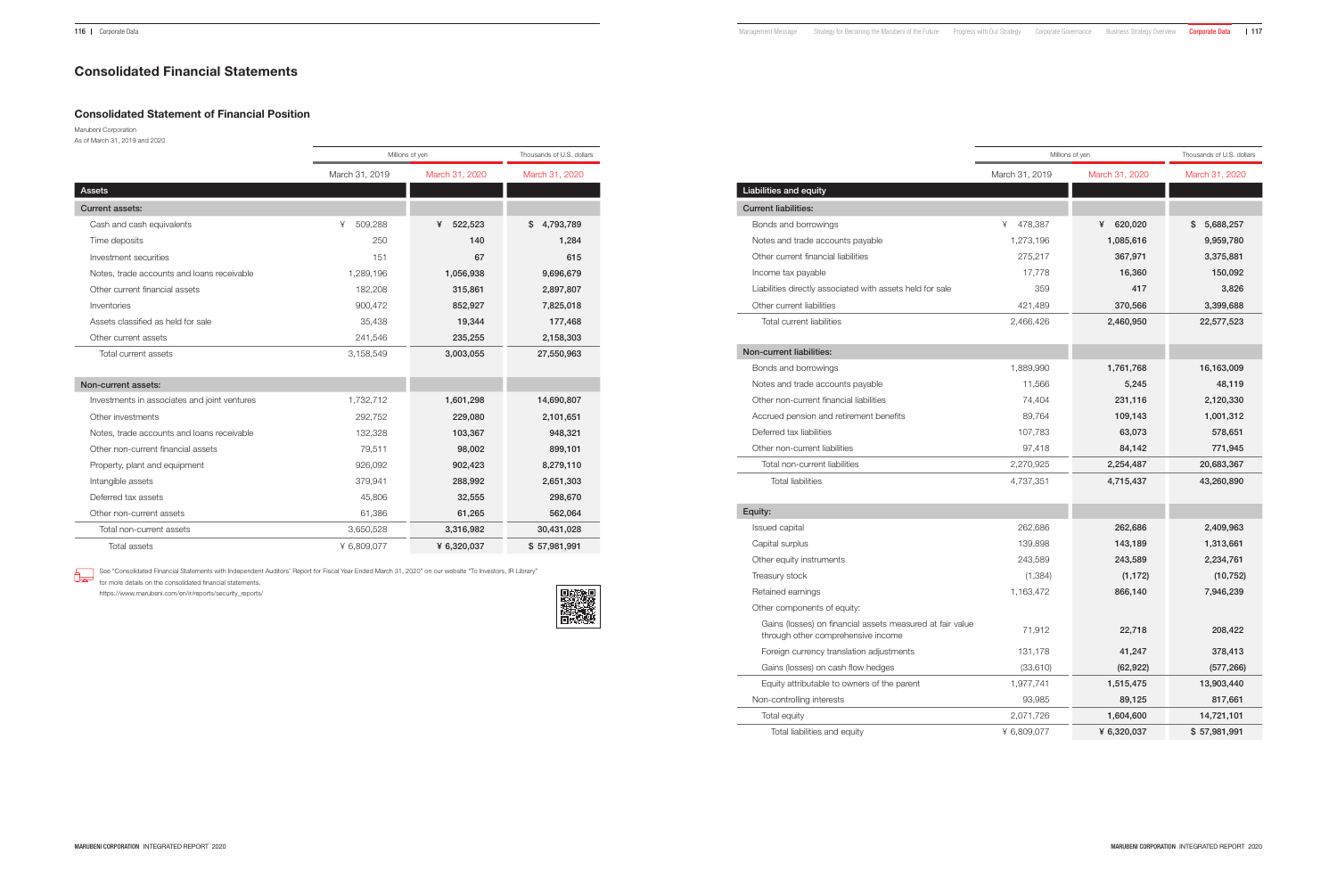# Consolidated Financial Statements

## Consolidated Statement of Financial Position

Marubeni Corporation
As of March 31, 2019 and 2020

| | Millions of yen | | Thousands of U.S. dollars |
|---|---|---|---|
| | March 31, 2019 | March 31, 2020 | March 31, 2020 |
| **Assets** | | | |
| **Current assets:** | | | |
| Cash and cash equivalents | ¥ 509,288 | ¥ 522,523 | $ 4,793,789 |
| Time deposits | 250 | 140 | 1,284 |
| Investment securities | 151 | 67 | 615 |
| Notes, trade accounts and loans receivable | 1,289,196 | 1,056,938 | 9,696,679 |
| Other current financial assets | 182,208 | 315,861 | 2,897,807 |
| Inventories | 900,472 | 852,927 | 7,825,018 |
| Assets classified as held for sale | 35,438 | 19,344 | 177,468 |
| Other current assets | 241,546 | 235,255 | 2,158,303 |
| Total current assets | 3,158,549 | 3,003,055 | 27,550,963 |
| **Non-current assets:** | | | |
| Investments in associates and joint ventures | 1,732,712 | 1,601,298 | 14,690,807 |
| Other investments | 292,752 | 229,080 | 2,101,651 |
| Notes, trade accounts and loans receivable | 132,328 | 103,367 | 948,321 |
| Other non-current financial assets | 79,511 | 98,002 | 899,101 |
| Property, plant and equipment | 926,092 | 902,423 | 8,279,110 |
| Intangible assets | 379,941 | 288,992 | 2,651,303 |
| Deferred tax assets | 45,806 | 32,555 | 298,670 |
| Other non-current assets | 61,386 | 61,265 | 562,064 |
| Total non-current assets | 3,650,528 | 3,316,982 | 30,431,028 |
| Total assets | ¥ 6,809,077 | ¥ 6,320,037 | $ 57,981,991 |

See "Consolidated Financial Statements with Independent Auditors' Report for Fiscal Year Ended March 31, 2020" on our website "To Investors, IR Library" for more details on the consolidated financial statements.
https://www.marubeni.com/en/ir/reports/security_reports/

| | Millions of yen | | Thousands of U.S. dollars |
|---|---|---|---|
| | March 31, 2019 | March 31, 2020 | March 31, 2020 |
| **Liabilities and equity** | | | |
| **Current liabilities:** | | | |
| Bonds and borrowings | ¥ 478,387 | ¥ 620,020 | $ 5,688,257 |
| Notes and trade accounts payable | 1,273,196 | 1,085,616 | 9,959,780 |
| Other current financial liabilities | 275,217 | 367,971 | 3,375,881 |
| Income tax payable | 17,778 | 16,360 | 150,092 |
| Liabilities directly associated with assets held for sale | 359 | 417 | 3,826 |
| Other current liabilities | 421,489 | 370,566 | 3,399,688 |
| Total current liabilities | 2,466,426 | 2,460,950 | 22,577,523 |
| **Non-current liabilities:** | | | |
| Bonds and borrowings | 1,889,990 | 1,761,768 | 16,163,009 |
| Notes and trade accounts payable | 11,566 | 5,245 | 48,119 |
| Other non-current financial liabilities | 74,404 | 231,116 | 2,120,330 |
| Accrued pension and retirement benefits | 89,764 | 109,143 | 1,001,312 |
| Deferred tax liabilities | 107,783 | 63,073 | 578,651 |
| Other non-current liabilities | 97,418 | 84,142 | 771,945 |
| Total non-current liabilities | 2,270,925 | 2,254,487 | 20,683,367 |
| Total liabilities | 4,737,351 | 4,715,437 | 43,260,890 |
| **Equity:** | | | |
| Issued capital | 262,686 | 262,686 | 2,409,963 |
| Capital surplus | 139,898 | 143,189 | 1,313,661 |
| Other equity instruments | 243,589 | 243,589 | 2,234,761 |
| Treasury stock | (1,384) | (1,172) | (10,752) |
| Retained earnings | 1,163,472 | 866,140 | 7,946,239 |
| Other components of equity: | | | |
| Gains (losses) on financial assets measured at fair value through other comprehensive income | 71,912 | 22,718 | 208,422 |
| Foreign currency translation adjustments | 131,178 | 41,247 | 378,413 |
| Gains (losses) on cash flow hedges | (33,610) | (62,922) | (577,266) |
| Equity attributable to owners of the parent | 1,977,741 | 1,515,475 | 13,903,440 |
| Non-controlling interests | 93,985 | 89,125 | 817,661 |
| Total equity | 2,071,726 | 1,604,600 | 14,721,101 |
| Total liabilities and equity | ¥ 6,809,077 | ¥ 6,320,037 | $ 57,981,991 |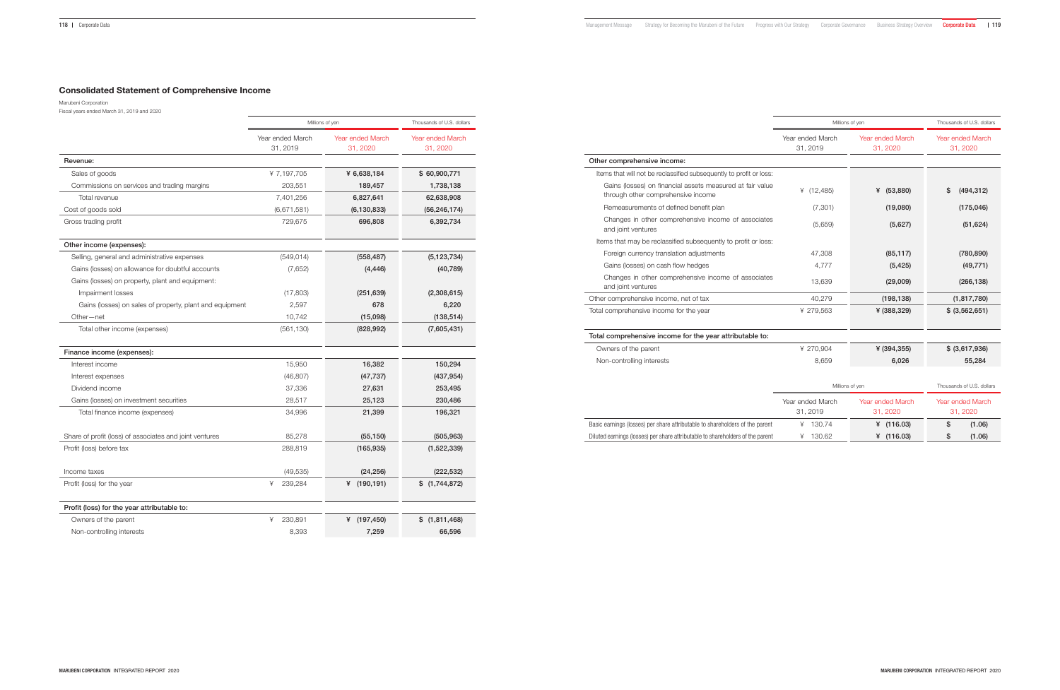## Consolidated Statement of Comprehensive Income

Marubeni Corporation
Fiscal years ended March 31, 2019 and 2020

| | Millions of yen | | Thousands of U.S. dollars |
|---|---|---|---|
| | Year ended March 31, 2019 | Year ended March 31, 2020 | Year ended March 31, 2020 |
| **Revenue:** | | | |
| Sales of goods | ¥ 7,197,705 | ¥ 6,638,184 | $ 60,900,771 |
| Commissions on services and trading margins | 203,551 | 189,457 | 1,738,138 |
| Total revenue | 7,401,256 | 6,827,641 | 62,638,908 |
| Cost of goods sold | (6,671,581) | (6,130,833) | (56,246,174) |
| Gross trading profit | 729,675 | 696,808 | 6,392,734 |
| **Other income (expenses):** | | | |
| Selling, general and administrative expenses | (549,014) | (558,487) | (5,123,734) |
| Gains (losses) on allowance for doubtful accounts | (7,652) | (4,446) | (40,789) |
| Gains (losses) on property, plant and equipment: | | | |
| Impairment losses | (17,803) | (251,639) | (2,308,615) |
| Gains (losses) on sales of property, plant and equipment | 2,597 | 678 | 6,220 |
| Other—net | 10,742 | (15,098) | (138,514) |
| Total other income (expenses) | (561,130) | (828,992) | (7,605,431) |
| **Finance income (expenses):** | | | |
| Interest income | 15,950 | 16,382 | 150,294 |
| Interest expenses | (46,807) | (47,737) | (437,954) |
| Dividend income | 37,336 | 27,631 | 253,495 |
| Gains (losses) on investment securities | 28,517 | 25,123 | 230,486 |
| Total finance income (expenses) | 34,996 | 21,399 | 196,321 |
| Share of profit (loss) of associates and joint ventures | 85,278 | (55,150) | (505,963) |
| Profit (loss) before tax | 288,819 | (165,935) | (1,522,339) |
| Income taxes | (49,535) | (24,256) | (222,532) |
| Profit (loss) for the year | ¥ 239,284 | ¥ (190,191) | $ (1,744,872) |
| **Profit (loss) for the year attributable to:** | | | |
| Owners of the parent | ¥ 230,891 | ¥ (197,450) | $ (1,811,468) |
| Non-controlling interests | 8,393 | 7,259 | 66,596 |

| | Millions of yen | | Thousands of U.S. dollars |
|---|---|---|---|
| | Year ended March 31, 2019 | Year ended March 31, 2020 | Year ended March 31, 2020 |
| **Other comprehensive income:** | | | |
| Items that will not be reclassified subsequently to profit or loss: | | | |
| Gains (losses) on financial assets measured at fair value through other comprehensive income | ¥ (12,485) | ¥ (53,880) | $ (494,312) |
| Remeasurements of defined benefit plan | (7,301) | (19,080) | (175,046) |
| Changes in other comprehensive income of associates and joint ventures | (5,659) | (5,627) | (51,624) |
| Items that may be reclassified subsequently to profit or loss: | | | |
| Foreign currency translation adjustments | 47,308 | (85,117) | (780,890) |
| Gains (losses) on cash flow hedges | 4,777 | (5,425) | (49,771) |
| Changes in other comprehensive income of associates and joint ventures | 13,639 | (29,009) | (266,138) |
| Other comprehensive income, net of tax | 40,279 | (198,138) | (1,817,780) |
| Total comprehensive income for the year | ¥ 279,563 | ¥ (388,329) | $ (3,562,651) |
| **Total comprehensive income for the year attributable to:** | | | |
| Owners of the parent | ¥ 270,904 | ¥ (394,355) | $ (3,617,936) |
| Non-controlling interests | 8,659 | 6,026 | 55,284 |

| | Millions of yen | | Thousands of U.S. dollars |
|---|---|---|---|
| | Year ended March 31, 2019 | Year ended March 31, 2020 | Year ended March 31, 2020 |
| Basic earnings (losses) per share attributable to shareholders of the parent | ¥ 130.74 | ¥ (116.03) | $ (1.06) |
| Diluted earnings (losses) per share attributable to shareholders of the parent | ¥ 130.62 | ¥ (116.03) | $ (1.06) |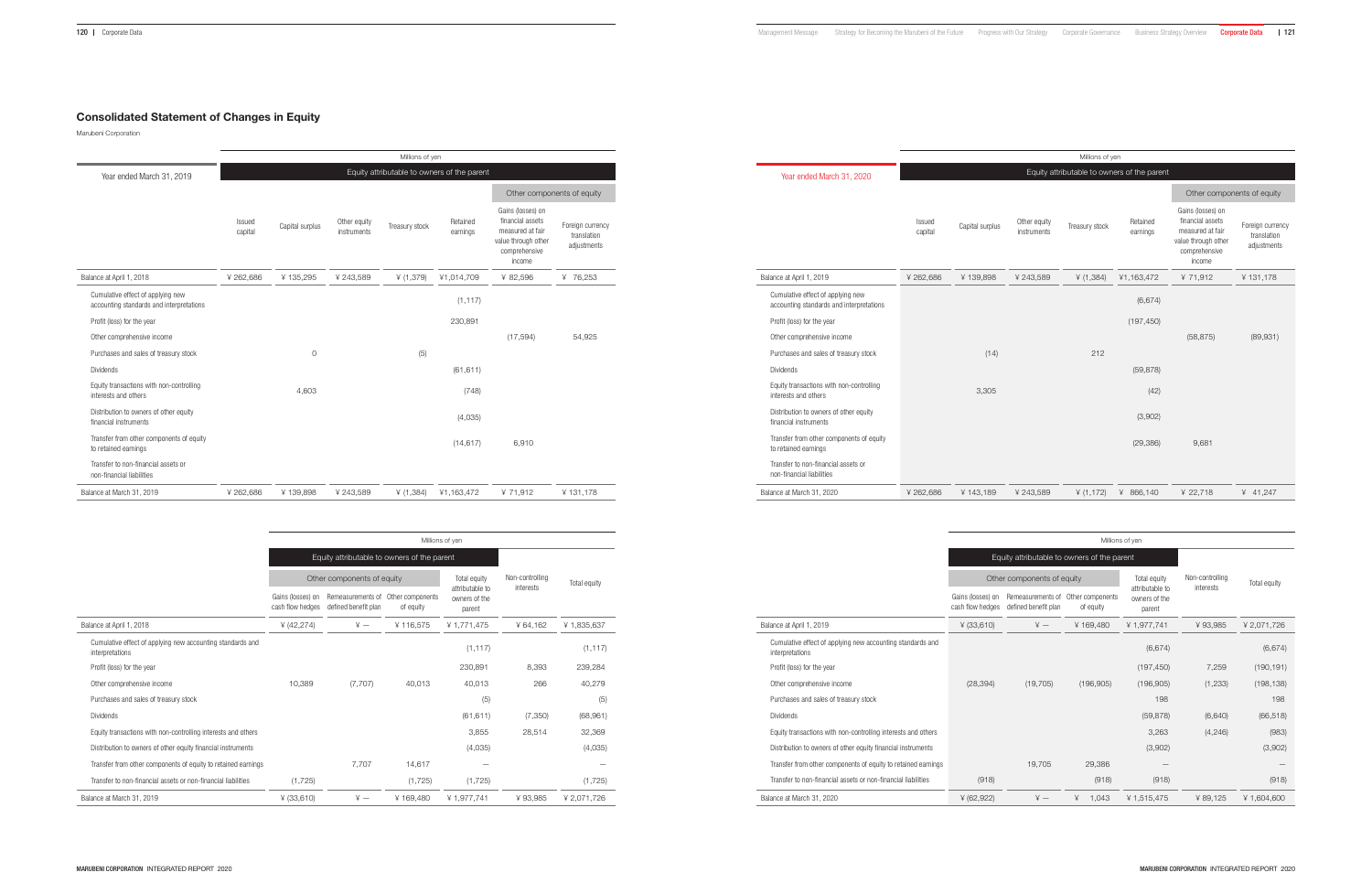# Consolidated Statement of Changes in Equity

Marubeni Corporation

| Year ended March 31, 2019 | Millions of yen | | | | | | |
|---|---|---|---|---|---|---|---|
| | Equity attributable to owners of the parent | | | | | | |
| | | | | | | Other components of equity | |
| | Issued capital | Capital surplus | Other equity instruments | Treasury stock | Retained earnings | Gains (losses) on financial assets measured at fair value through other comprehensive income | Foreign currency translation adjustments |
| Balance at April 1, 2018 | ¥ 262,686 | ¥ 135,295 | ¥ 243,589 | ¥ (1,379) | ¥1,014,709 | ¥ 82,596 | ¥ 76,253 |
| Cumulative effect of applying new accounting standards and interpretations | | | | | (1,117) | | |
| Profit (loss) for the year | | | | | 230,891 | | |
| Other comprehensive income | | | | | | (17,594) | 54,925 |
| Purchases and sales of treasury stock | | 0 | | (5) | | | |
| Dividends | | | | | (61,611) | | |
| Equity transactions with non-controlling interests and others | | 4,603 | | | (748) | | |
| Distribution to owners of other equity financial instruments | | | | | (4,035) | | |
| Transfer from other components of equity to retained earnings | | | | | (14,617) | 6,910 | |
| Transfer to non-financial assets or non-financial liabilities | | | | | | | |
| Balance at March 31, 2019 | ¥ 262,686 | ¥ 139,898 | ¥ 243,589 | ¥ (1,384) | ¥1,163,472 | ¥ 71,912 | ¥ 131,178 |

| | Millions of yen | | | | | |
|---|---|---|---|---|---|---|
| | Equity attributable to owners of the parent | | | | | |
| | Other components of equity | | | Total equity attributable to owners of the parent | Non-controlling interests | Total equity |
| | Gains (losses) on cash flow hedges | Remeasurements of defined benefit plan | Other components of equity | | | |
| Balance at April 1, 2018 | ¥ (42,274) | ¥ — | ¥ 116,575 | ¥ 1,771,475 | ¥ 64,162 | ¥ 1,835,637 |
| Cumulative effect of applying new accounting standards and interpretations | | | | (1,117) | | (1,117) |
| Profit (loss) for the year | | | | 230,891 | 8,393 | 239,284 |
| Other comprehensive income | 10,389 | (7,707) | 40,013 | 40,013 | 266 | 40,279 |
| Purchases and sales of treasury stock | | | | (5) | | (5) |
| Dividends | | | | (61,611) | (7,350) | (68,961) |
| Equity transactions with non-controlling interests and others | | | | 3,855 | 28,514 | 32,369 |
| Distribution to owners of other equity financial instruments | | | | (4,035) | | (4,035) |
| Transfer from other components of equity to retained earnings | | 7,707 | 14,617 | — | | — |
| Transfer to non-financial assets or non-financial liabilities | (1,725) | | (1,725) | (1,725) | | (1,725) |
| Balance at March 31, 2019 | ¥ (33,610) | ¥ — | ¥ 169,480 | ¥ 1,977,741 | ¥ 93,985 | ¥ 2,071,726 |

| Year ended March 31, 2020 | Millions of yen | | | | | | |
|---|---|---|---|---|---|---|---|
| | Equity attributable to owners of the parent | | | | | | |
| | | | | | | Other components of equity | |
| | Issued capital | Capital surplus | Other equity instruments | Treasury stock | Retained earnings | Gains (losses) on financial assets measured at fair value through other comprehensive income | Foreign currency translation adjustments |
| Balance at April 1, 2019 | ¥ 262,686 | ¥ 139,898 | ¥ 243,589 | ¥ (1,384) | ¥1,163,472 | ¥ 71,912 | ¥ 131,178 |
| Cumulative effect of applying new accounting standards and interpretations | | | | | (6,674) | | |
| Profit (loss) for the year | | | | | (197,450) | | |
| Other comprehensive income | | | | | | (58,875) | (89,931) |
| Purchases and sales of treasury stock | | (14) | | 212 | | | |
| Dividends | | | | | (59,878) | | |
| Equity transactions with non-controlling interests and others | | 3,305 | | | (42) | | |
| Distribution to owners of other equity financial instruments | | | | | (3,902) | | |
| Transfer from other components of equity to retained earnings | | | | | (29,386) | 9,681 | |
| Transfer to non-financial assets or non-financial liabilities | | | | | | | |
| Balance at March 31, 2020 | ¥ 262,686 | ¥ 143,189 | ¥ 243,589 | ¥ (1,172) | ¥ 866,140 | ¥ 22,718 | ¥ 41,247 |

| | Millions of yen | | | | | |
|---|---|---|---|---|---|---|
| | Equity attributable to owners of the parent | | | | | |
| | Other components of equity | | | Total equity attributable to owners of the parent | Non-controlling interests | Total equity |
| | Gains (losses) on cash flow hedges | Remeasurements of defined benefit plan | Other components of equity | | | |
| Balance at April 1, 2019 | ¥ (33,610) | ¥ — | ¥ 169,480 | ¥ 1,977,741 | ¥ 93,985 | ¥ 2,071,726 |
| Cumulative effect of applying new accounting standards and interpretations | | | | (6,674) | | (6,674) |
| Profit (loss) for the year | | | | (197,450) | 7,259 | (190,191) |
| Other comprehensive income | (28,394) | (19,705) | (196,905) | (196,905) | (1,233) | (198,138) |
| Purchases and sales of treasury stock | | | | 198 | | 198 |
| Dividends | | | | (59,878) | (6,640) | (66,518) |
| Equity transactions with non-controlling interests and others | | | | 3,263 | (4,246) | (983) |
| Distribution to owners of other equity financial instruments | | | | (3,902) | | (3,902) |
| Transfer from other components of equity to retained earnings | | 19,705 | 29,386 | — | | — |
| Transfer to non-financial assets or non-financial liabilities | (918) | | (918) | (918) | | (918) |
| Balance at March 31, 2020 | ¥ (62,922) | ¥ — | ¥ 1,043 | ¥ 1,515,475 | ¥ 89,125 | ¥ 1,604,600 |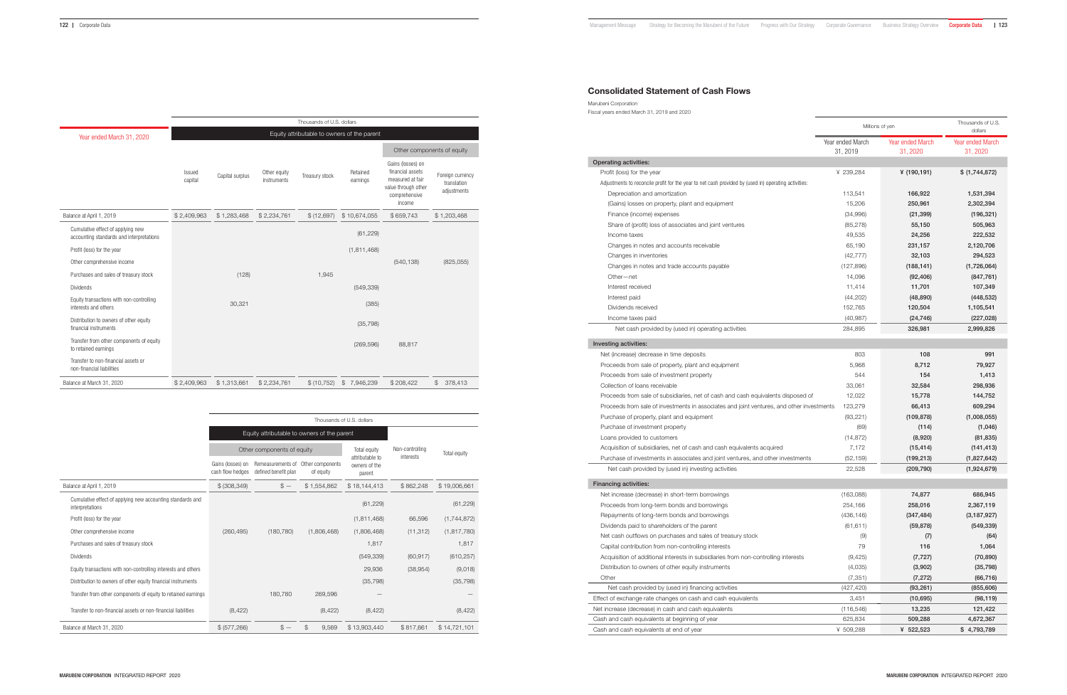| Year ended March 31, 2020 | Thousands of U.S. dollars | | | | | | |
|---|---|---|---|---|---|---|---|
| | Equity attributable to owners of the parent | | | | | | |
| | | | | | | Other components of equity | |
| | Issued capital | Capital surplus | Other equity instruments | Treasury stock | Retained earnings | Gains (losses) on financial assets measured at fair value through other comprehensive income | Foreign currency translation adjustments |
| Balance at April 1, 2019 | $ 2,409,963 | $ 1,283,468 | $ 2,234,761 | $ (12,697) | $ 10,674,055 | $ 659,743 | $ 1,203,468 |
| Cumulative effect of applying new accounting standards and interpretations | | | | | (61,229) | | |
| Profit (loss) for the year | | | | | (1,811,468) | | |
| Other comprehensive income | | | | | | (540,138) | (825,055) |
| Purchases and sales of treasury stock | | (128) | | 1,945 | | | |
| Dividends | | | | | (549,339) | | |
| Equity transactions with non-controlling interests and others | | 30,321 | | | (385) | | |
| Distribution to owners of other equity financial instruments | | | | | (35,798) | | |
| Transfer from other components of equity to retained earnings | | | | | (269,596) | 88,817 | |
| Transfer to non-financial assets or non-financial liabilities | | | | | | | |
| Balance at March 31, 2020 | $ 2,409,963 | $ 1,313,661 | $ 2,234,761 | $ (10,752) | $ 7,946,239 | $ 208,422 | $ 378,413 |

| | Thousands of U.S. dollars | | | | | |
|---|---|---|---|---|---|---|
| | Equity attributable to owners of the parent | | | | | |
| | Other components of equity | | | | | |
| | Gains (losses) on cash flow hedges | Remeasurements of defined benefit plan | Other components of equity | Total equity attributable to owners of the parent | Non-controlling interests | Total equity |
| Balance at April 1, 2019 | $ (308,349) | $ — | $ 1,554,862 | $ 18,144,413 | $ 862,248 | $ 19,006,661 |
| Cumulative effect of applying new accounting standards and interpretations | | | | (61,229) | | (61,229) |
| Profit (loss) for the year | | | | (1,811,468) | 66,596 | (1,744,872) |
| Other comprehensive income | (260,495) | (180,780) | (1,806,468) | (1,806,468) | (11,312) | (1,817,780) |
| Purchases and sales of treasury stock | | | | 1,817 | | 1,817 |
| Dividends | | | | (549,339) | (60,917) | (610,257) |
| Equity transactions with non-controlling interests and others | | | | 29,936 | (38,954) | (9,018) |
| Distribution to owners of other equity financial instruments | | | | (35,798) | | (35,798) |
| Transfer from other components of equity to retained earnings | | 180,780 | 269,596 | — | | — |
| Transfer to non-financial assets or non-financial liabilities | (8,422) | | (8,422) | (8,422) | | (8,422) |
| Balance at March 31, 2020 | $ (577,266) | $ — | $ 9,569 | $ 13,903,440 | $ 817,661 | $ 14,721,101 |

## Consolidated Statement of Cash Flows

Marubeni Corporation
Fiscal years ended March 31, 2019 and 2020

| | Millions of yen | | Thousands of U.S. dollars |
|---|---|---|---|
| | Year ended March 31, 2019 | Year ended March 31, 2020 | Year ended March 31, 2020 |
| **Operating activities:** | | | |
| Profit (loss) for the year | ¥ 239,284 | ¥ (190,191) | $ (1,744,872) |
| Adjustments to reconcile profit for the year to net cash provided by (used in) operating activities: | | | |
| Depreciation and amortization | 113,541 | 166,922 | 1,531,394 |
| (Gains) losses on property, plant and equipment | 15,206 | 250,961 | 2,302,394 |
| Finance (income) expenses | (34,996) | (21,399) | (196,321) |
| Share of (profit) loss of associates and joint ventures | (85,278) | 55,150 | 505,963 |
| Income taxes | 49,535 | 24,256 | 222,532 |
| Changes in notes and accounts receivable | 65,190 | 231,157 | 2,120,706 |
| Changes in inventories | (42,777) | 32,103 | 294,523 |
| Changes in notes and trade accounts payable | (127,896) | (188,141) | (1,726,064) |
| Other—net | 14,096 | (92,406) | (847,761) |
| Interest received | 11,414 | 11,701 | 107,349 |
| Interest paid | (44,202) | (48,890) | (448,532) |
| Dividends received | 152,765 | 120,504 | 1,105,541 |
| Income taxes paid | (40,987) | (24,746) | (227,028) |
| Net cash provided by (used in) operating activities | 284,895 | 326,981 | 2,999,826 |
| **Investing activities:** | | | |
| Net (increase) decrease in time deposits | 803 | 108 | 991 |
| Proceeds from sale of property, plant and equipment | 5,968 | 8,712 | 79,927 |
| Proceeds from sale of investment property | 544 | 154 | 1,413 |
| Collection of loans receivable | 33,061 | 32,584 | 298,936 |
| Proceeds from sale of subsidiaries, net of cash and cash equivalents disposed of | 12,022 | 15,778 | 144,752 |
| Proceeds from sale of investments in associates and joint ventures, and other investments | 123,279 | 66,413 | 609,294 |
| Purchase of property, plant and equipment | (93,221) | (109,878) | (1,008,055) |
| Purchase of investment property | (69) | (114) | (1,046) |
| Loans provided to customers | (14,872) | (8,920) | (81,835) |
| Acquisition of subsidiaries, net of cash and cash equivalents acquired | 7,172 | (15,414) | (141,413) |
| Purchase of investments in associates and joint ventures, and other investments | (52,159) | (199,213) | (1,827,642) |
| Net cash provided by (used in) investing activities | 22,528 | (209,790) | (1,924,679) |
| **Financing activities:** | | | |
| Net increase (decrease) in short-term borrowings | (163,088) | 74,877 | 686,945 |
| Proceeds from long-term bonds and borrowings | 254,166 | 258,016 | 2,367,119 |
| Repayments of long-term bonds and borrowings | (436,146) | (347,484) | (3,187,927) |
| Dividends paid to shareholders of the parent | (61,611) | (59,878) | (549,339) |
| Net cash outflows on purchases and sales of treasury stock | (9) | (7) | (64) |
| Capital contribution from non-controlling interests | 79 | 116 | 1,064 |
| Acquisition of additional interests in subsidiaries from non-controlling interests | (9,425) | (7,727) | (70,890) |
| Distribution to owners of other equity instruments | (4,035) | (3,902) | (35,798) |
| Other | (7,351) | (7,272) | (66,716) |
| Net cash provided by (used in) financing activities | (427,420) | (93,261) | (855,606) |
| Effect of exchange rate changes on cash and cash equivalents | 3,451 | (10,695) | (98,119) |
| Net increase (decrease) in cash and cash equivalents | (116,546) | 13,235 | 121,422 |
| Cash and cash equivalents at beginning of year | 625,834 | 509,288 | 4,672,367 |
| Cash and cash equivalents at end of year | ¥ 509,288 | ¥ 522,523 | $ 4,793,789 |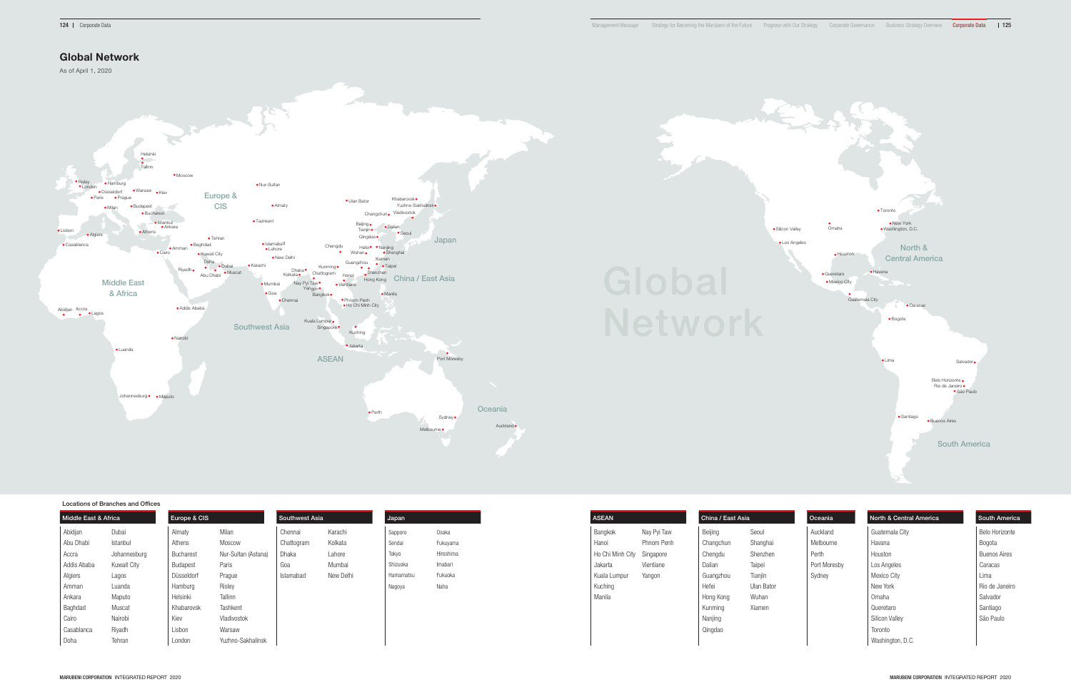## Global Network

As of April 1, 2020

Global Network

### Locations of Branches and Offices

| Middle East & Africa | |
|---|---|
| Abidjan | Dubai |
| Abu Dhabi | Istanbul |
| Accra | Johannesburg |
| Addis Ababa | Kuwait City |
| Algiers | Lagos |
| Amman | Luanda |
| Ankara | Maputo |
| Baghdad | Muscat |
| Cairo | Nairobi |
| Casablanca | Riyadh |
| Doha | Tehran |

| Europe & CIS | |
|---|---|
| Almaty | Milan |
| Athens | Moscow |
| Bucharest | Nur-Sultan (Astana) |
| Budapest | Paris |
| Düsseldorf | Prague |
| Hamburg | Risley |
| Helsinki | Tallinn |
| Khabarovsk | Tashkent |
| Kiev | Vladivostok |
| Lisbon | Warsaw |
| London | Yuzhno-Sakhalinsk |

| Southwest Asia | |
|---|---|
| Chennai | Karachi |
| Chattogram | Kolkata |
| Dhaka | Lahore |
| Goa | Mumbai |
| Islamabad | New Delhi |

| Japan | |
|---|---|
| Sapporo | Osaka |
| Sendai | Fukuyama |
| Tokyo | Hiroshima |
| Shizuoka | Imabari |
| Hamamatsu | Fukuoka |
| Nagoya | Naha |

| ASEAN | |
|---|---|
| Bangkok | Nay Pyi Taw |
| Hanoi | Phnom Penh |
| Ho Chi Minh City | Singapore |
| Jakarta | Vientiane |
| Kuala Lumpur | Yangon |
| Kuching | |
| Manila | |

| China / East Asia | |
|---|---|
| Beijing | Seoul |
| Changchun | Shanghai |
| Chengdu | Shenzhen |
| Dalian | Taipei |
| Guangzhou | Tianjin |
| Hefei | Ulan Bator |
| Hong Kong | Wuhan |
| Kunming | Xiamen |
| Nanjing | |
| Qingdao | |

| Oceania |
|---|
| Auckland |
| Melbourne |
| Perth |
| Port Moresby |
| Sydney |

| North & Central America |
|---|
| Guatemala City |
| Havana |
| Houston |
| Los Angeles |
| Mexico City |
| New York |
| Omaha |
| Queretaro |
| Silicon Valley |
| Toronto |
| Washington, D.C. |

| South America |
|---|
| Belo Horizonte |
| Bogota |
| Buenos Aires |
| Caracas |
| Lima |
| Rio de Janeiro |
| Salvador |
| Santiago |
| São Paulo |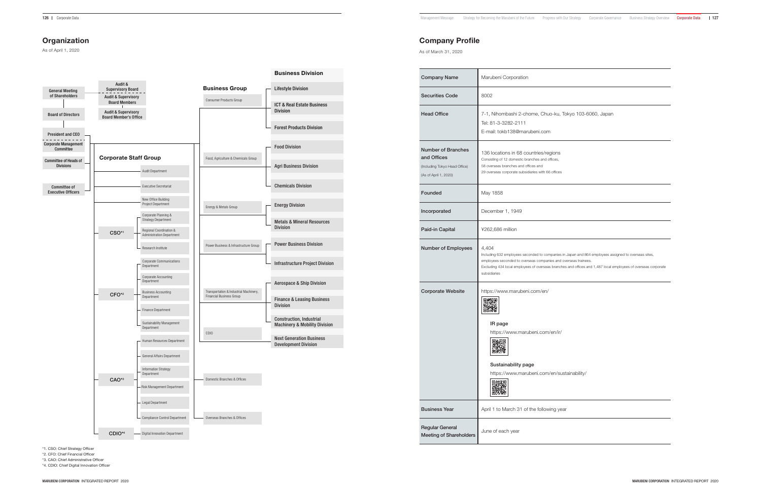# Organization

As of April 1, 2020

General Meeting of Shareholders

Audit & Supervisory Board
- Audit & Supervisory Board Members
- Audit & Supervisory Board Member's Office

Board of Directors

President and CEO
Corporate Management Committee
Committee of Heads of Divisions
Committee of Executive Officers

## Corporate Staff Group

- Audit Department
- Executive Secretariat
- New Office Building Project Department
- CSO*1
  - Corporate Planning & Strategy Department
  - Regional Coordination & Administration Department
  - Research Institute
- CFO*2
  - Corporate Communications Department
  - Corporate Accounting Department
  - Business Accounting Department
  - Finance Department
  - Sustainability Management Department
- CAO*3
  - Human Resources Department
  - General Affairs Department
  - Information Strategy Department
  - Risk Management Department
  - Legal Department
  - Compliance Control Department
- CDIO*4
  - Digital Innovation Department

## Business Group / Business Division

| Business Group | Business Division |
| --- | --- |
| Consumer Products Group | Lifestyle Division |
| | ICT & Real Estate Business Division |
| | Forest Products Division |
| Food, Agriculture & Chemicals Group | Food Division |
| | Agri Business Division |
| | Chemicals Division |
| Energy & Metals Group | Energy Division |
| | Metals & Mineral Resources Division |
| Power Business & Infrastructure Group | Power Business Division |
| | Infrastructure Project Division |
| Transportation & Industrial Machinery, Financial Business Group | Aerospace & Ship Division |
| | Finance & Leasing Business Division |
| | Construction, Industrial Machinery & Mobility Division |
| CDIO | Next Generation Business Development Division |

- Domestic Branches & Offices
- Overseas Branches & Offices

*1. CSO: Chief Strategy Officer
*2. CFO: Chief Financial Officer
*3. CAO: Chief Administrative Officer
*4. CDIO: Chief Digital Innovation Officer

# Company Profile

As of March 31, 2020

| | |
| --- | --- |
| Company Name | Marubeni Corporation |
| Securities Code | 8002 |
| Head Office | 7-1, Nihombashi 2-chome, Chuo-ku, Tokyo 103-6060, Japan<br>Tel: 81-3-3282-2111<br>E-mail: tokb138@marubeni.com |
| Number of Branches and Offices<br>(Including Tokyo Head Office)<br>(As of April 1, 2020) | 136 locations in 68 countries/regions<br>Consisting of 12 domestic branches and offices,<br>58 overseas branches and offices and<br>29 overseas corporate subsidiaries with 66 offices |
| Founded | May 1858 |
| Incorporated | December 1, 1949 |
| Paid-in Capital | ¥262,686 million |
| Number of Employees | 4,404<br>Including 632 employees seconded to companies in Japan and 864 employees assigned to overseas sites, employees seconded to overseas companies and overseas trainees.<br>Excluding 434 local employees of overseas branches and offices and 1,487 local employees of overseas corporate subsidiaries |
| Corporate Website | https://www.marubeni.com/en/<br>IR page<br>https://www.marubeni.com/en/ir/<br>Sustainability page<br>https://www.marubeni.com/en/sustainability/ |
| Business Year | April 1 to March 31 of the following year |
| Regular General Meeting of Shareholders | June of each year |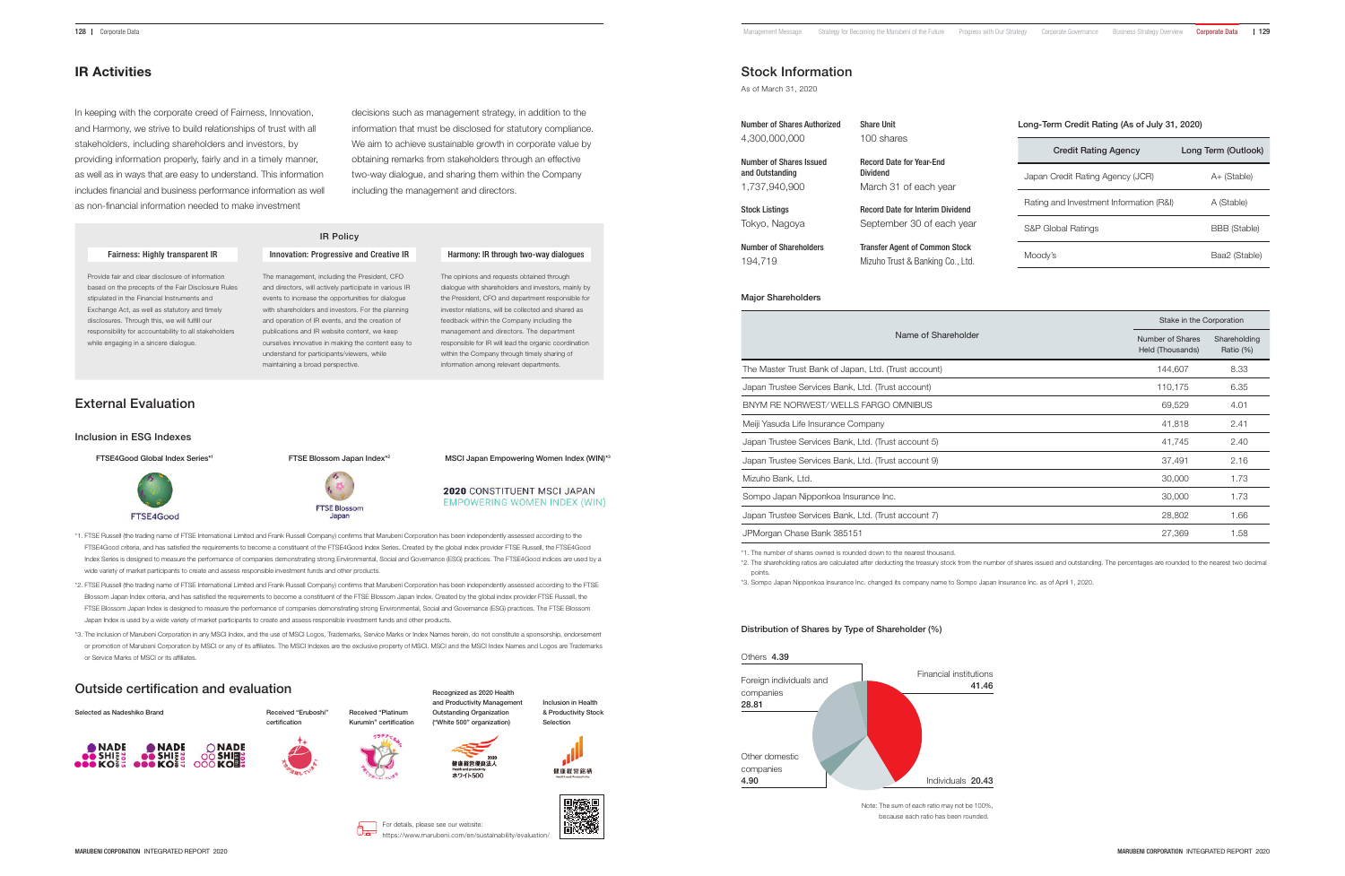# IR Activities

In keeping with the corporate creed of Fairness, Innovation, and Harmony, we strive to build relationships of trust with all stakeholders, including shareholders and investors, by providing information properly, fairly and in a timely manner, as well as in ways that are easy to understand. This information includes financial and business performance information as well as non-financial information needed to make investment decisions such as management strategy, in addition to the information that must be disclosed for statutory compliance. We aim to achieve sustainable growth in corporate value by obtaining remarks from stakeholders through an effective two-way dialogue, and sharing them within the Company including the management and directors.

### IR Policy

**Fairness: Highly transparent IR**

Provide fair and clear disclosure of information based on the precepts of the Fair Disclosure Rules stipulated in the Financial Instruments and Exchange Act, as well as statutory and timely disclosures. Through this, we will fulfill our responsibility for accountability to all stakeholders while engaging in a sincere dialogue.

**Innovation: Progressive and Creative IR**

The management, including the President, CFO and directors, will actively participate in various IR events to increase the opportunities for dialogue with shareholders and investors. For the planning and operation of IR events, and the creation of publications and IR website content, we keep ourselves innovative in making the content easy to understand for participants/viewers, while maintaining a broad perspective.

**Harmony: IR through two-way dialogues**

The opinions and requests obtained through dialogue with shareholders and investors, mainly by the President, CFO and department responsible for investor relations, will be collected and shared as feedback within the Company including the management and directors. The department responsible for IR will lead the organic coordination within the Company through timely sharing of information among relevant departments.

## External Evaluation

### Inclusion in ESG Indexes

FTSE4Good Global Index Series[*1]

FTSE4Good

FTSE Blossom Japan Index[*2]

FTSE Blossom Japan

MSCI Japan Empowering Women Index (WIN)[*3]

2020 CONSTITUENT MSCI JAPAN EMPOWERING WOMEN INDEX (WIN)

*1. FTSE Russell (the trading name of FTSE International Limited and Frank Russell Company) confirms that Marubeni Corporation has been independently assessed according to the FTSE4Good criteria, and has satisfied the requirements to become a constituent of the FTSE4Good Index Series. Created by the global index provider FTSE Russell, the FTSE4Good Index Series is designed to measure the performance of companies demonstrating strong Environmental, Social and Governance (ESG) practices. The FTSE4Good indices are used by a wide variety of market participants to create and assess responsible investment funds and other products.

*2. FTSE Russell (the trading name of FTSE International Limited and Frank Russell Company) confirms that Marubeni Corporation has been independently assessed according to the FTSE Blossom Japan Index criteria, and has satisfied the requirements to become a constituent of the FTSE Blossom Japan Index. Created by the global index provider FTSE Russell, the FTSE Blossom Japan Index is designed to measure the performance of companies demonstrating strong Environmental, Social and Governance (ESG) practices. The FTSE Blossom Japan Index is used by a wide variety of market participants to create and assess responsible investment funds and other products.

*3. The inclusion of Marubeni Corporation in any MSCI Index, and the use of MSCI Logos, Trademarks, Service Marks or Index Names herein, do not constitute a sponsorship, endorsement or promotion of Marubeni Corporation by MSCI or any of its affiliates. The MSCI Indexes are the exclusive property of MSCI. MSCI and the MSCI Index Names and Logos are Trademarks or Service Marks of MSCI or its affiliates.

## Outside certification and evaluation

Selected as Nadeshiko Brand

Received "Eruboshi" certification

Received "Platinum Kurumin" certification

Recognized as 2020 Health and Productivity Management Outstanding Organization ("White 500" organization)

Inclusion in Health & Productivity Stock Selection

For details, please see our website:
https://www.marubeni.com/en/sustainability/evaluation/

# Stock Information

As of March 31, 2020

| | |
|---|---|
| **Number of Shares Authorized** 4,300,000,000 | **Share Unit** 100 shares |
| **Number of Shares Issued and Outstanding** 1,737,940,900 | **Record Date for Year-End Dividend** March 31 of each year |
| **Stock Listings** Tokyo, Nagoya | **Record Date for Interim Dividend** September 30 of each year |
| **Number of Shareholders** 194,719 | **Transfer Agent of Common Stock** Mizuho Trust & Banking Co., Ltd. |

### Long-Term Credit Rating (As of July 31, 2020)

| Credit Rating Agency | Long Term (Outlook) |
|---|---|
| Japan Credit Rating Agency (JCR) | A+ (Stable) |
| Rating and Investment Information (R&I) | A (Stable) |
| S&P Global Ratings | BBB (Stable) |
| Moody's | Baa2 (Stable) |

### Major Shareholders

| Name of Shareholder | Stake in the Corporation | |
|---|---|---|
| | Number of Shares Held (Thousands) | Shareholding Ratio (%) |
| The Master Trust Bank of Japan, Ltd. (Trust account) | 144,607 | 8.33 |
| Japan Trustee Services Bank, Ltd. (Trust account) | 110,175 | 6.35 |
| BNYM RE NORWEST/WELLS FARGO OMNIBUS | 69,529 | 4.01 |
| Meiji Yasuda Life Insurance Company | 41,818 | 2.41 |
| Japan Trustee Services Bank, Ltd. (Trust account 5) | 41,745 | 2.40 |
| Japan Trustee Services Bank, Ltd. (Trust account 9) | 37,491 | 2.16 |
| Mizuho Bank, Ltd. | 30,000 | 1.73 |
| Sompo Japan Nipponkoa Insurance Inc. | 30,000 | 1.73 |
| Japan Trustee Services Bank, Ltd. (Trust account 7) | 28,802 | 1.66 |
| JPMorgan Chase Bank 385151 | 27,369 | 1.58 |

*1. The number of shares owned is rounded down to the nearest thousand.

*2. The shareholding ratios are calculated after deducting the treasury stock from the number of shares issued and outstanding. The percentages are rounded to the nearest two decimal points.

*3. Sompo Japan Nipponkoa Insurance Inc. changed its company name to Sompo Japan Insurance Inc. as of April 1, 2020.

### Distribution of Shares by Type of Shareholder (%)

Others 4.39

Foreign individuals and companies 28.81

Other domestic companies 4.90

Financial institutions 41.46

Individuals 20.43

Note: The sum of each ratio may not be 100%, because each ratio has been rounded.